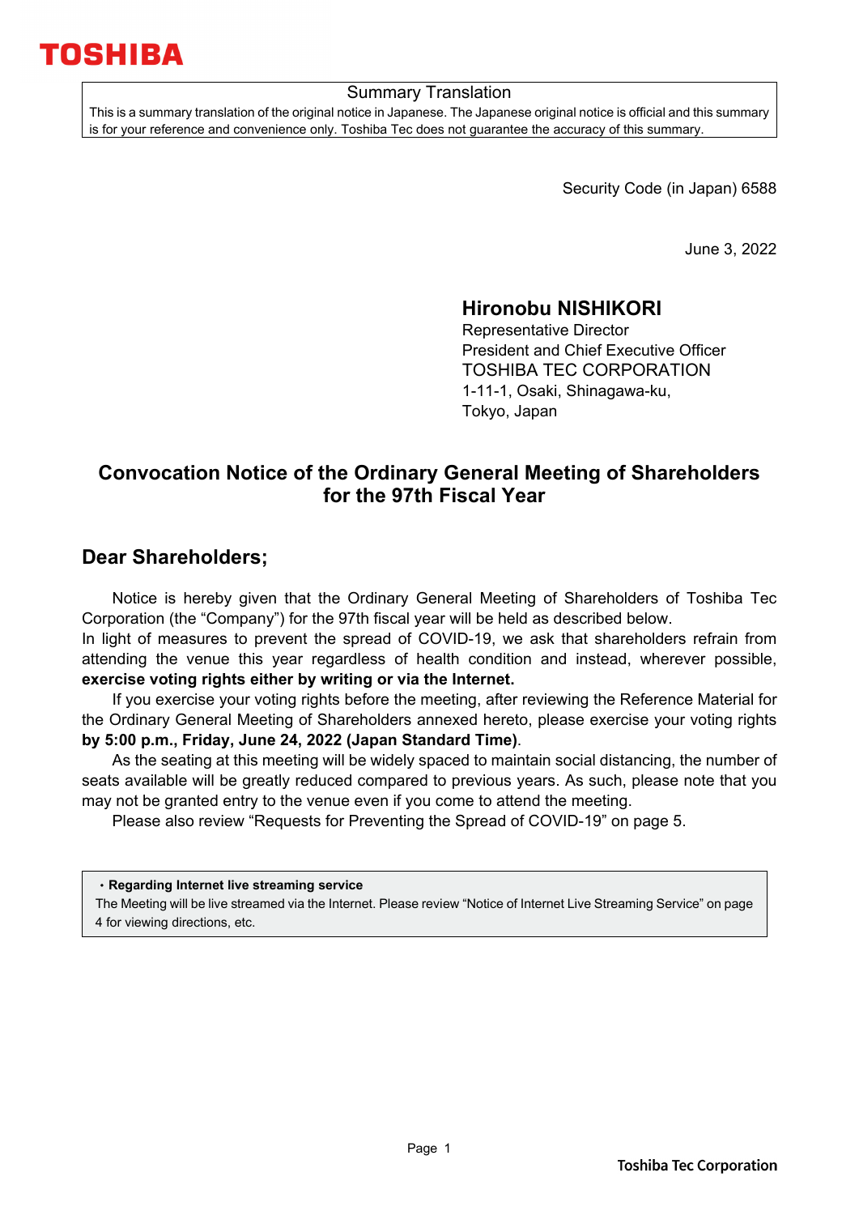TOSHIBA

Summary Translation

This is a summary translation of the original notice in Japanese. The Japanese original notice is official and this summary is for your reference and convenience only. Toshiba Tec does not guarantee the accuracy of this summary.

Security Code (in Japan) 6588

June 3, 2022

**Hironobu NISHIKORI**
Representative Director
President and Chief Executive Officer
TOSHIBA TEC CORPORATION
1-11-1, Osaki, Shinagawa-ku,
Tokyo, Japan

# Convocation Notice of the Ordinary General Meeting of Shareholders for the 97th Fiscal Year

## Dear Shareholders;

Notice is hereby given that the Ordinary General Meeting of Shareholders of Toshiba Tec Corporation (the "Company") for the 97th fiscal year will be held as described below.
In light of measures to prevent the spread of COVID-19, we ask that shareholders refrain from attending the venue this year regardless of health condition and instead, wherever possible, **exercise voting rights either by writing or via the Internet.**

If you exercise your voting rights before the meeting, after reviewing the Reference Material for the Ordinary General Meeting of Shareholders annexed hereto, please exercise your voting rights **by 5:00 p.m., Friday, June 24, 2022 (Japan Standard Time)**.

As the seating at this meeting will be widely spaced to maintain social distancing, the number of seats available will be greatly reduced compared to previous years. As such, please note that you may not be granted entry to the venue even if you come to attend the meeting.

Please also review "Requests for Preventing the Spread of COVID-19" on page 5.

・**Regarding Internet live streaming service**
The Meeting will be live streamed via the Internet. Please review "Notice of Internet Live Streaming Service" on page 4 for viewing directions, etc.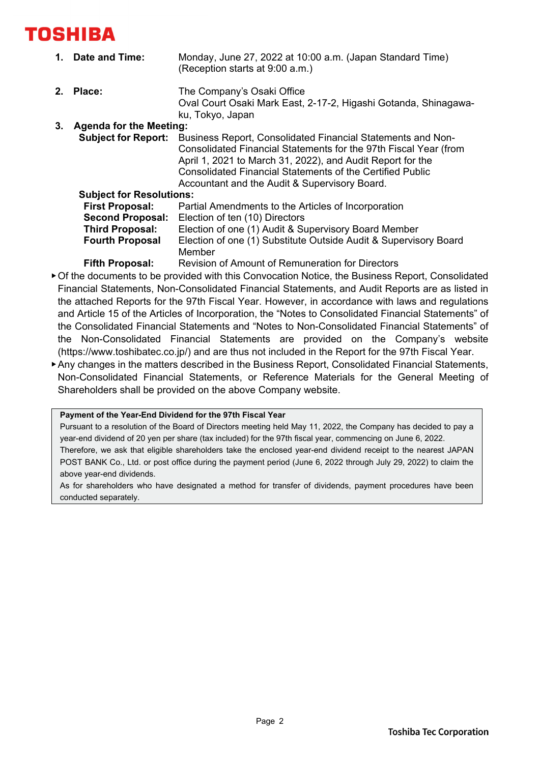1. **Date and Time:** Monday, June 27, 2022 at 10:00 a.m. (Japan Standard Time) (Reception starts at 9:00 a.m.)

2. **Place:** The Company's Osaki Office
   Oval Court Osaki Mark East, 2-17-2, Higashi Gotanda, Shinagawa-ku, Tokyo, Japan

3. **Agenda for the Meeting:**

   **Subject for Report:** Business Report, Consolidated Financial Statements and Non-Consolidated Financial Statements for the 97th Fiscal Year (from April 1, 2021 to March 31, 2022), and Audit Report for the Consolidated Financial Statements of the Certified Public Accountant and the Audit & Supervisory Board.

   **Subject for Resolutions:**

   **First Proposal:** Partial Amendments to the Articles of Incorporation
   **Second Proposal:** Election of ten (10) Directors
   **Third Proposal:** Election of one (1) Audit & Supervisory Board Member
   **Fourth Proposal** Election of one (1) Substitute Outside Audit & Supervisory Board Member
   **Fifth Proposal:** Revision of Amount of Remuneration for Directors

- Of the documents to be provided with this Convocation Notice, the Business Report, Consolidated Financial Statements, Non-Consolidated Financial Statements, and Audit Reports are as listed in the attached Reports for the 97th Fiscal Year. However, in accordance with laws and regulations and Article 15 of the Articles of Incorporation, the "Notes to Consolidated Financial Statements" of the Consolidated Financial Statements and "Notes to Non-Consolidated Financial Statements" of the Non-Consolidated Financial Statements are provided on the Company's website (https://www.toshibatec.co.jp/) and are thus not included in the Report for the 97th Fiscal Year.
- Any changes in the matters described in the Business Report, Consolidated Financial Statements, Non-Consolidated Financial Statements, or Reference Materials for the General Meeting of Shareholders shall be provided on the above Company website.

**Payment of the Year-End Dividend for the 97th Fiscal Year**

Pursuant to a resolution of the Board of Directors meeting held May 11, 2022, the Company has decided to pay a year-end dividend of 20 yen per share (tax included) for the 97th fiscal year, commencing on June 6, 2022.

Therefore, we ask that eligible shareholders take the enclosed year-end dividend receipt to the nearest JAPAN POST BANK Co., Ltd. or post office during the payment period (June 6, 2022 through July 29, 2022) to claim the above year-end dividends.

As for shareholders who have designated a method for transfer of dividends, payment procedures have been conducted separately.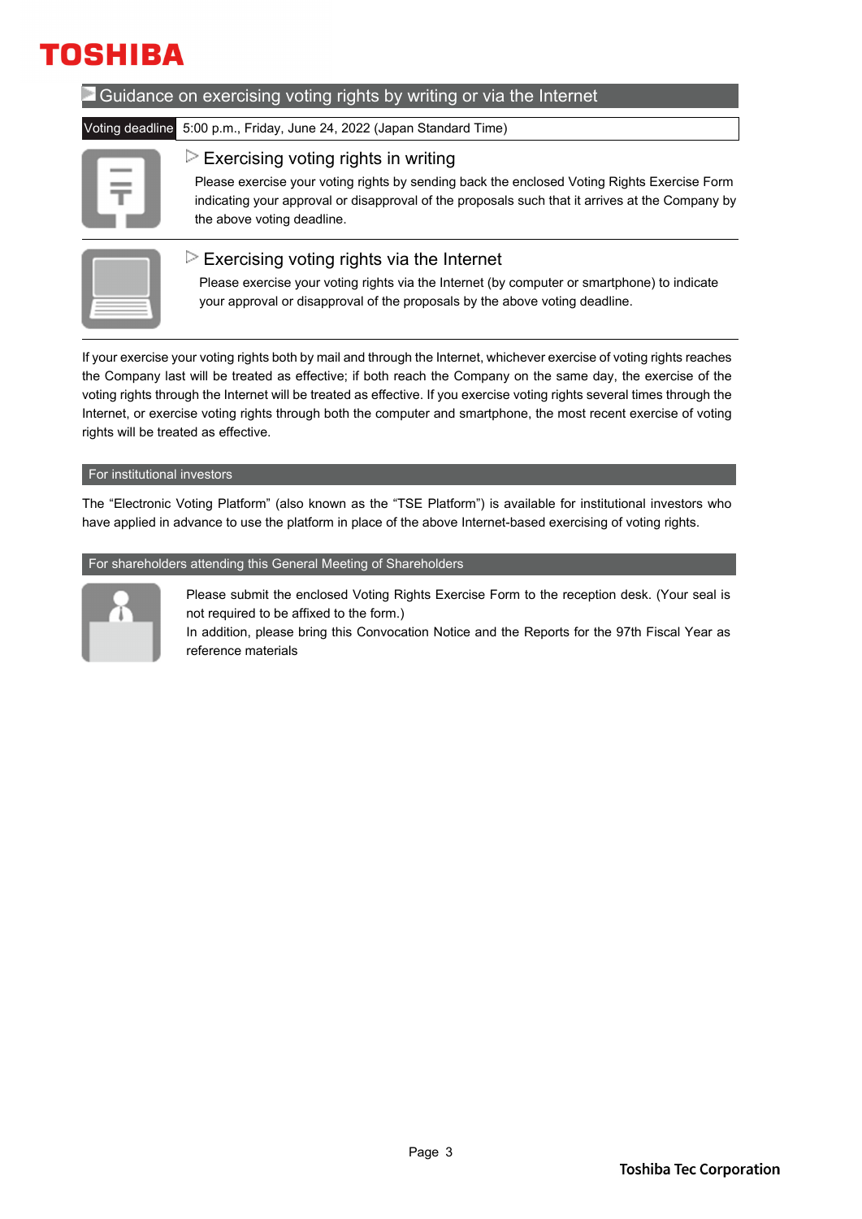## Guidance on exercising voting rights by writing or via the Internet

| Voting deadline | 5:00 p.m., Friday, June 24, 2022 (Japan Standard Time) |
|---|---|

### Exercising voting rights in writing

Please exercise your voting rights by sending back the enclosed Voting Rights Exercise Form indicating your approval or disapproval of the proposals such that it arrives at the Company by the above voting deadline.

### Exercising voting rights via the Internet

Please exercise your voting rights via the Internet (by computer or smartphone) to indicate your approval or disapproval of the proposals by the above voting deadline.

If your exercise your voting rights both by mail and through the Internet, whichever exercise of voting rights reaches the Company last will be treated as effective; if both reach the Company on the same day, the exercise of the voting rights through the Internet will be treated as effective. If you exercise voting rights several times through the Internet, or exercise voting rights through both the computer and smartphone, the most recent exercise of voting rights will be treated as effective.

### For institutional investors

The “Electronic Voting Platform” (also known as the “TSE Platform”) is available for institutional investors who have applied in advance to use the platform in place of the above Internet-based exercising of voting rights.

### For shareholders attending this General Meeting of Shareholders

Please submit the enclosed Voting Rights Exercise Form to the reception desk. (Your seal is not required to be affixed to the form.)
In addition, please bring this Convocation Notice and the Reports for the 97th Fiscal Year as reference materials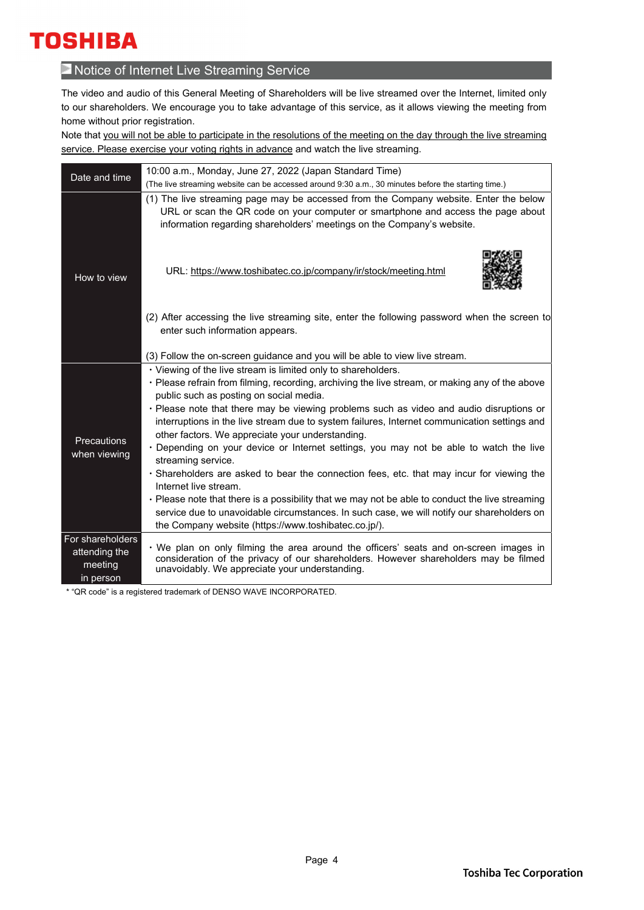## Notice of Internet Live Streaming Service

The video and audio of this General Meeting of Shareholders will be live streamed over the Internet, limited only to our shareholders. We encourage you to take advantage of this service, as it allows viewing the meeting from home without prior registration.

Note that you will not be able to participate in the resolutions of the meeting on the day through the live streaming service. Please exercise your voting rights in advance and watch the live streaming.

| | |
|---|---|
| Date and time | 10:00 a.m., Monday, June 27, 2022 (Japan Standard Time)<br>(The live streaming website can be accessed around 9:30 a.m., 30 minutes before the starting time.) |
| How to view | (1) The live streaming page may be accessed from the Company website. Enter the below URL or scan the QR code on your computer or smartphone and access the page about information regarding shareholders' meetings on the Company's website.<br><br>URL: https://www.toshibatec.co.jp/company/ir/stock/meeting.html<br><br>(2) After accessing the live streaming site, enter the following password when the screen to enter such information appears.<br><br>(3) Follow the on-screen guidance and you will be able to view live stream. |
| Precautions when viewing | ・Viewing of the live stream is limited only to shareholders.<br>・Please refrain from filming, recording, archiving the live stream, or making any of the above public such as posting on social media.<br>・Please note that there may be viewing problems such as video and audio disruptions or interruptions in the live stream due to system failures, Internet communication settings and other factors. We appreciate your understanding.<br>・Depending on your device or Internet settings, you may not be able to watch the live streaming service.<br>・Shareholders are asked to bear the connection fees, etc. that may incur for viewing the Internet live stream.<br>・Please note that there is a possibility that we may not be able to conduct the live streaming service due to unavoidable circumstances. In such case, we will notify our shareholders on the Company website (https://www.toshibatec.co.jp/). |
| For shareholders attending the meeting in person | ・We plan on only filming the area around the officers' seats and on-screen images in consideration of the privacy of our shareholders. However shareholders may be filmed unavoidably. We appreciate your understanding. |

* "QR code" is a registered trademark of DENSO WAVE INCORPORATED.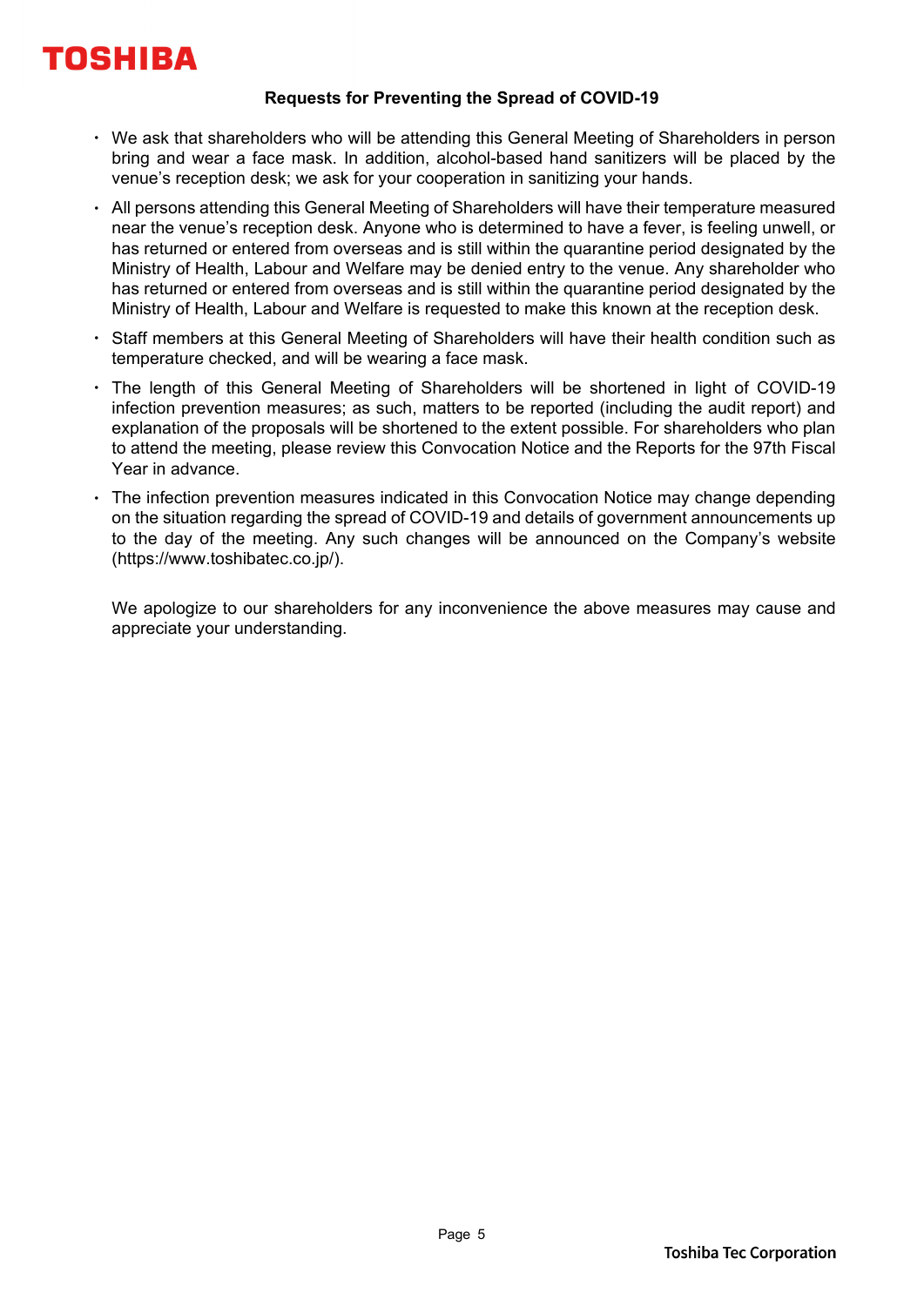## Requests for Preventing the Spread of COVID-19

- We ask that shareholders who will be attending this General Meeting of Shareholders in person bring and wear a face mask. In addition, alcohol-based hand sanitizers will be placed by the venue's reception desk; we ask for your cooperation in sanitizing your hands.
- All persons attending this General Meeting of Shareholders will have their temperature measured near the venue's reception desk. Anyone who is determined to have a fever, is feeling unwell, or has returned or entered from overseas and is still within the quarantine period designated by the Ministry of Health, Labour and Welfare may be denied entry to the venue. Any shareholder who has returned or entered from overseas and is still within the quarantine period designated by the Ministry of Health, Labour and Welfare is requested to make this known at the reception desk.
- Staff members at this General Meeting of Shareholders will have their health condition such as temperature checked, and will be wearing a face mask.
- The length of this General Meeting of Shareholders will be shortened in light of COVID-19 infection prevention measures; as such, matters to be reported (including the audit report) and explanation of the proposals will be shortened to the extent possible. For shareholders who plan to attend the meeting, please review this Convocation Notice and the Reports for the 97th Fiscal Year in advance.
- The infection prevention measures indicated in this Convocation Notice may change depending on the situation regarding the spread of COVID-19 and details of government announcements up to the day of the meeting. Any such changes will be announced on the Company's website (https://www.toshibatec.co.jp/).

We apologize to our shareholders for any inconvenience the above measures may cause and appreciate your understanding.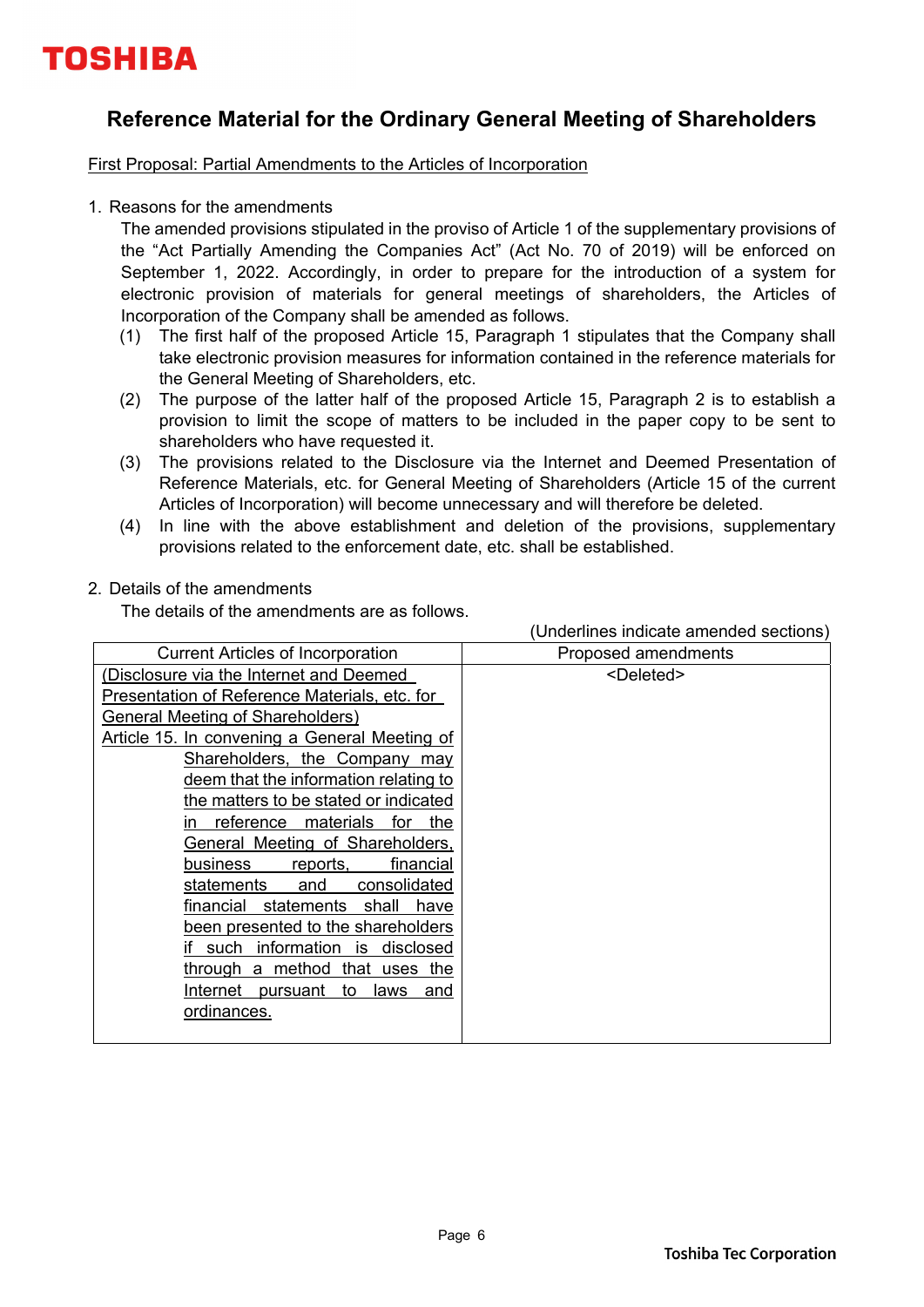# Reference Material for the Ordinary General Meeting of Shareholders

First Proposal: Partial Amendments to the Articles of Incorporation

1. Reasons for the amendments

   The amended provisions stipulated in the proviso of Article 1 of the supplementary provisions of the "Act Partially Amending the Companies Act" (Act No. 70 of 2019) will be enforced on September 1, 2022. Accordingly, in order to prepare for the introduction of a system for electronic provision of materials for general meetings of shareholders, the Articles of Incorporation of the Company shall be amended as follows.

   (1) The first half of the proposed Article 15, Paragraph 1 stipulates that the Company shall take electronic provision measures for information contained in the reference materials for the General Meeting of Shareholders, etc.

   (2) The purpose of the latter half of the proposed Article 15, Paragraph 2 is to establish a provision to limit the scope of matters to be included in the paper copy to be sent to shareholders who have requested it.

   (3) The provisions related to the Disclosure via the Internet and Deemed Presentation of Reference Materials, etc. for General Meeting of Shareholders (Article 15 of the current Articles of Incorporation) will become unnecessary and will therefore be deleted.

   (4) In line with the above establishment and deletion of the provisions, supplementary provisions related to the enforcement date, etc. shall be established.

2. Details of the amendments

   The details of the amendments are as follows.

(Underlines indicate amended sections)

| Current Articles of Incorporation | Proposed amendments |
|---|---|
| (Disclosure via the Internet and Deemed Presentation of Reference Materials, etc. for General Meeting of Shareholders)<br>Article 15. In convening a General Meeting of Shareholders, the Company may deem that the information relating to the matters to be stated or indicated in reference materials for the General Meeting of Shareholders, business reports, financial statements and consolidated financial statements shall have been presented to the shareholders if such information is disclosed through a method that uses the Internet pursuant to laws and ordinances. | <Deleted> |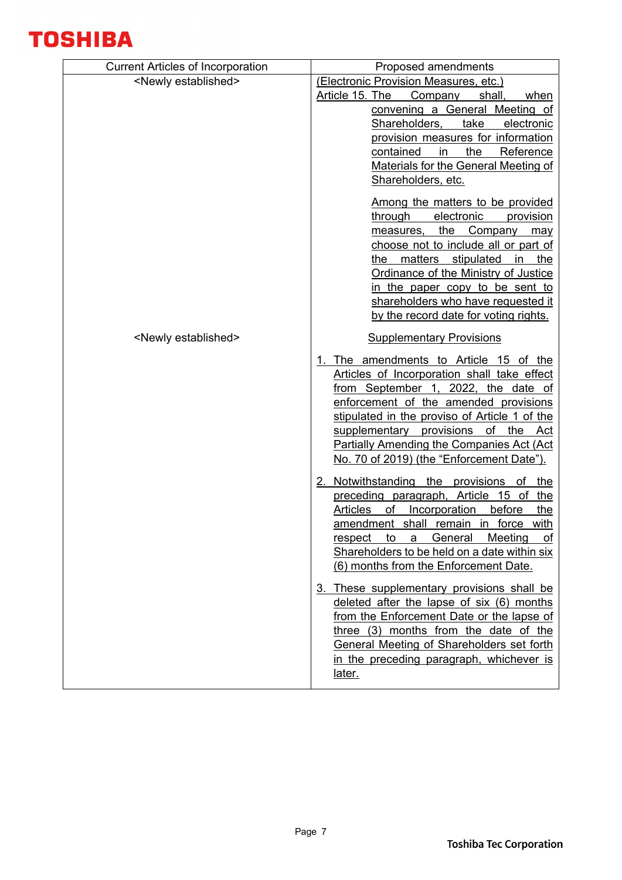| Current Articles of Incorporation | Proposed amendments |
|---|---|
| <Newly established> | (Electronic Provision Measures, etc.)<br>Article 15. The Company shall, when convening a General Meeting of Shareholders, take electronic provision measures for information contained in the Reference Materials for the General Meeting of Shareholders, etc.<br><br>Among the matters to be provided through electronic provision measures, the Company may choose not to include all or part of the matters stipulated in the Ordinance of the Ministry of Justice in the paper copy to be sent to shareholders who have requested it by the record date for voting rights. |
| <Newly established> | Supplementary Provisions<br><br>1. The amendments to Article 15 of the Articles of Incorporation shall take effect from September 1, 2022, the date of enforcement of the amended provisions stipulated in the proviso of Article 1 of the supplementary provisions of the Act Partially Amending the Companies Act (Act No. 70 of 2019) (the "Enforcement Date").<br><br>2. Notwithstanding the provisions of the preceding paragraph, Article 15 of the Articles of Incorporation before the amendment shall remain in force with respect to a General Meeting of Shareholders to be held on a date within six (6) months from the Enforcement Date.<br><br>3. These supplementary provisions shall be deleted after the lapse of six (6) months from the Enforcement Date or the lapse of three (3) months from the date of the General Meeting of Shareholders set forth in the preceding paragraph, whichever is later. |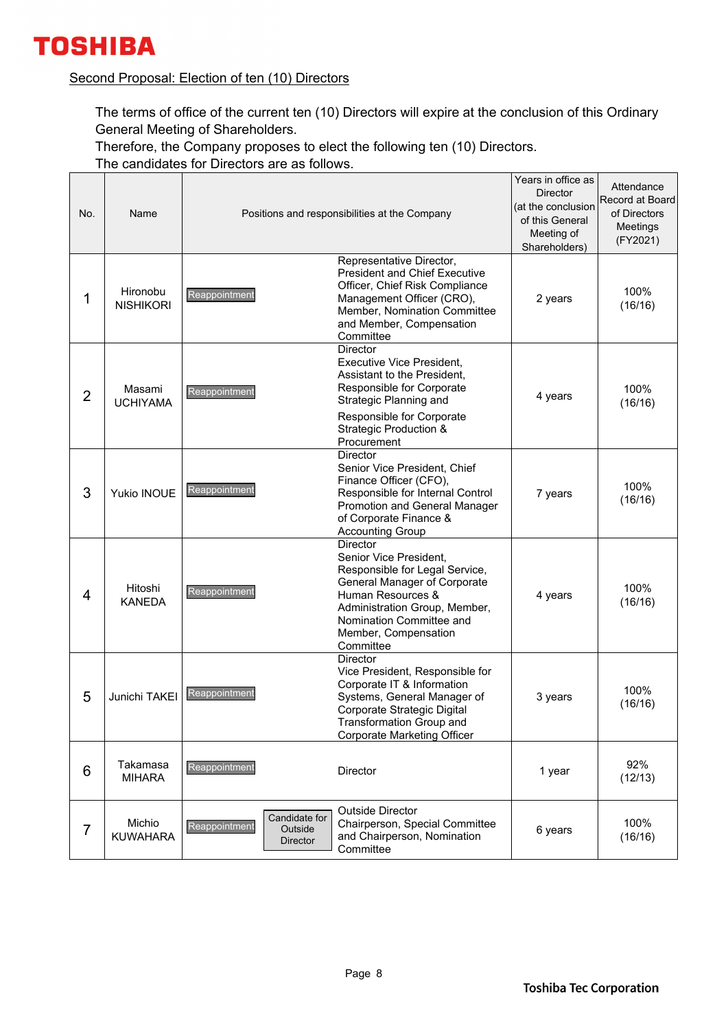Second Proposal: Election of ten (10) Directors

The terms of office of the current ten (10) Directors will expire at the conclusion of this Ordinary General Meeting of Shareholders.
Therefore, the Company proposes to elect the following ten (10) Directors.
The candidates for Directors are as follows.

| No. | Name | Positions and responsibilities at the Company | | | Years in office as Director (at the conclusion of this General Meeting of Shareholders) | Attendance Record at Board of Directors Meetings (FY2021) |
|---|---|---|---|---|---|---|
| 1 | Hironobu NISHIKORI | Reappointment | | Representative Director, President and Chief Executive Officer, Chief Risk Compliance Management Officer (CRO), Member, Nomination Committee and Member, Compensation Committee | 2 years | 100% (16/16) |
| 2 | Masami UCHIYAMA | Reappointment | | Director Executive Vice President, Assistant to the President, Responsible for Corporate Strategic Planning and Responsible for Corporate Strategic Production & Procurement | 4 years | 100% (16/16) |
| 3 | Yukio INOUE | Reappointment | | Director Senior Vice President, Chief Finance Officer (CFO), Responsible for Internal Control Promotion and General Manager of Corporate Finance & Accounting Group | 7 years | 100% (16/16) |
| 4 | Hitoshi KANEDA | Reappointment | | Director Senior Vice President, Responsible for Legal Service, General Manager of Corporate Human Resources & Administration Group, Member, Nomination Committee and Member, Compensation Committee | 4 years | 100% (16/16) |
| 5 | Junichi TAKEI | Reappointment | | Director Vice President, Responsible for Corporate IT & Information Systems, General Manager of Corporate Strategic Digital Transformation Group and Corporate Marketing Officer | 3 years | 100% (16/16) |
| 6 | Takamasa MIHARA | Reappointment | | Director | 1 year | 92% (12/13) |
| 7 | Michio KUWAHARA | Reappointment | Candidate for Outside Director | Outside Director Chairperson, Special Committee and Chairperson, Nomination Committee | 6 years | 100% (16/16) |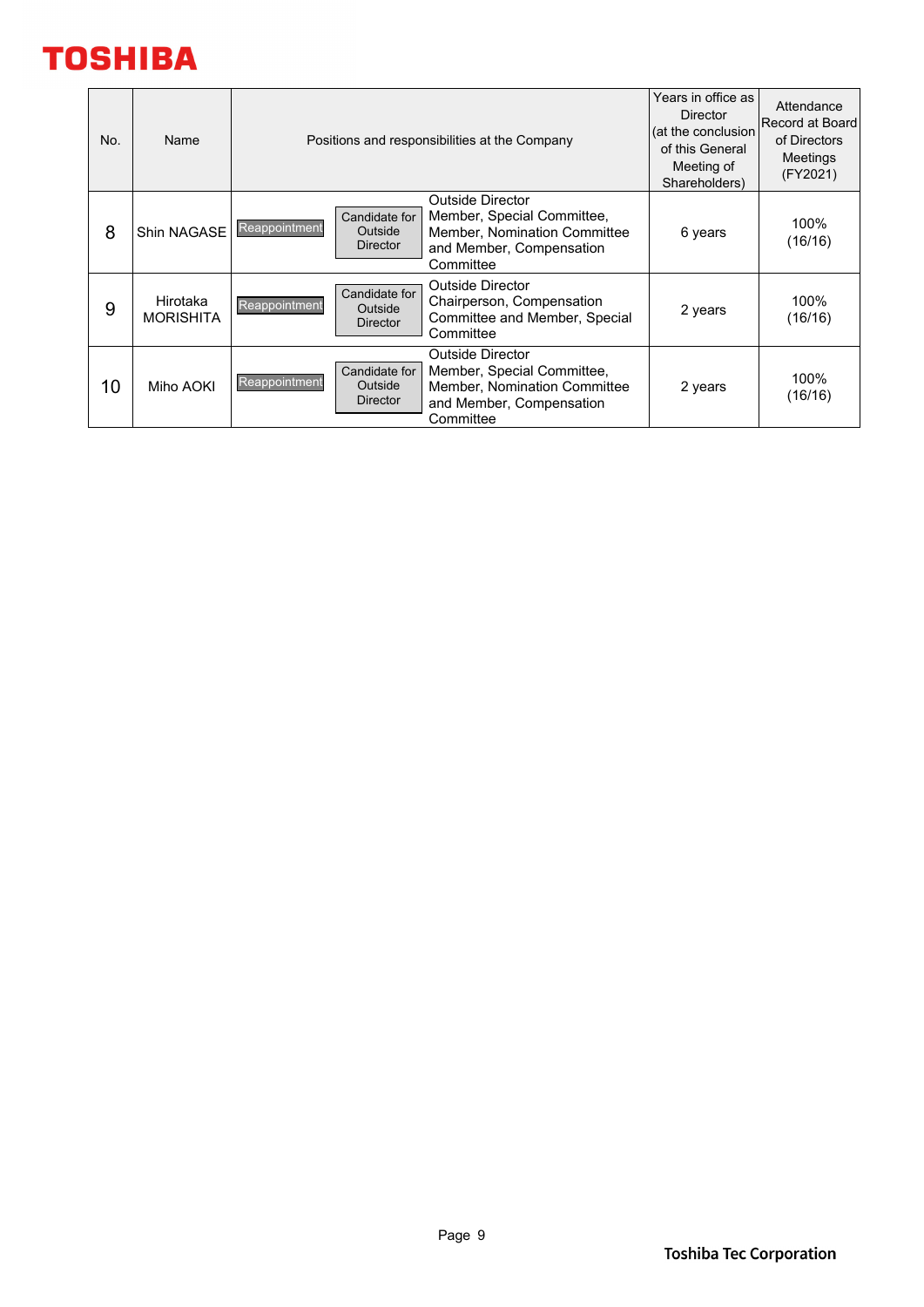| No. | Name | Positions and responsibilities at the Company | | | Years in office as Director (at the conclusion of this General Meeting of Shareholders) | Attendance Record at Board of Directors Meetings (FY2021) |
|---|---|---|---|---|---|---|
| 8 | Shin NAGASE | Reappointment | Candidate for Outside Director | Outside Director Member, Special Committee, Member, Nomination Committee and Member, Compensation Committee | 6 years | 100% (16/16) |
| 9 | Hirotaka MORISHITA | Reappointment | Candidate for Outside Director | Outside Director Chairperson, Compensation Committee and Member, Special Committee | 2 years | 100% (16/16) |
| 10 | Miho AOKI | Reappointment | Candidate for Outside Director | Outside Director Member, Special Committee, Member, Nomination Committee and Member, Compensation Committee | 2 years | 100% (16/16) |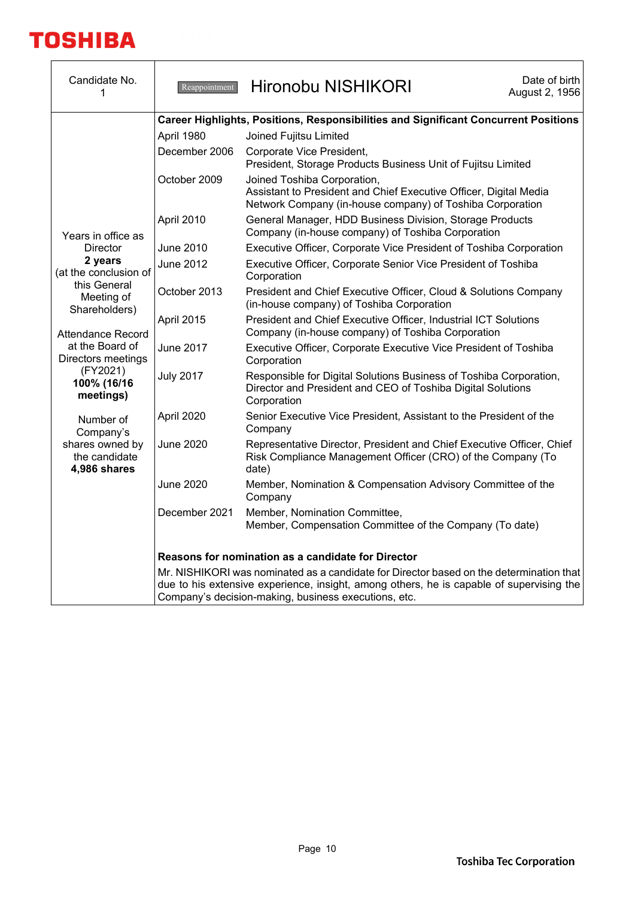| Candidate No. 1 | Reappointment Hironobu NISHIKORI | | Date of birth August 2, 1956 |
|---|---|---|---|
| Years in office as Director **2 years** (at the conclusion of this General Meeting of Shareholders) <br><br> Attendance Record at the Board of Directors meetings (FY2021) **100% (16/16 meetings)** <br><br> Number of Company's shares owned by the candidate **4,986 shares** | **Career Highlights, Positions, Responsibilities and Significant Concurrent Positions** | | |
| | April 1980 | Joined Fujitsu Limited | |
| | December 2006 | Corporate Vice President, President, Storage Products Business Unit of Fujitsu Limited | |
| | October 2009 | Joined Toshiba Corporation, Assistant to President and Chief Executive Officer, Digital Media Network Company (in-house company) of Toshiba Corporation | |
| | April 2010 | General Manager, HDD Business Division, Storage Products Company (in-house company) of Toshiba Corporation | |
| | June 2010 | Executive Officer, Corporate Vice President of Toshiba Corporation | |
| | June 2012 | Executive Officer, Corporate Senior Vice President of Toshiba Corporation | |
| | October 2013 | President and Chief Executive Officer, Cloud & Solutions Company (in-house company) of Toshiba Corporation | |
| | April 2015 | President and Chief Executive Officer, Industrial ICT Solutions Company (in-house company) of Toshiba Corporation | |
| | June 2017 | Executive Officer, Corporate Executive Vice President of Toshiba Corporation | |
| | July 2017 | Responsible for Digital Solutions Business of Toshiba Corporation, Director and President and CEO of Toshiba Digital Solutions Corporation | |
| | April 2020 | Senior Executive Vice President, Assistant to the President of the Company | |
| | June 2020 | Representative Director, President and Chief Executive Officer, Chief Risk Compliance Management Officer (CRO) of the Company (To date) | |
| | June 2020 | Member, Nomination & Compensation Advisory Committee of the Company | |
| | December 2021 | Member, Nomination Committee, Member, Compensation Committee of the Company (To date) | |
| | **Reasons for nomination as a candidate for Director** | | |
| | Mr. NISHIKORI was nominated as a candidate for Director based on the determination that due to his extensive experience, insight, among others, he is capable of supervising the Company's decision-making, business executions, etc. | | |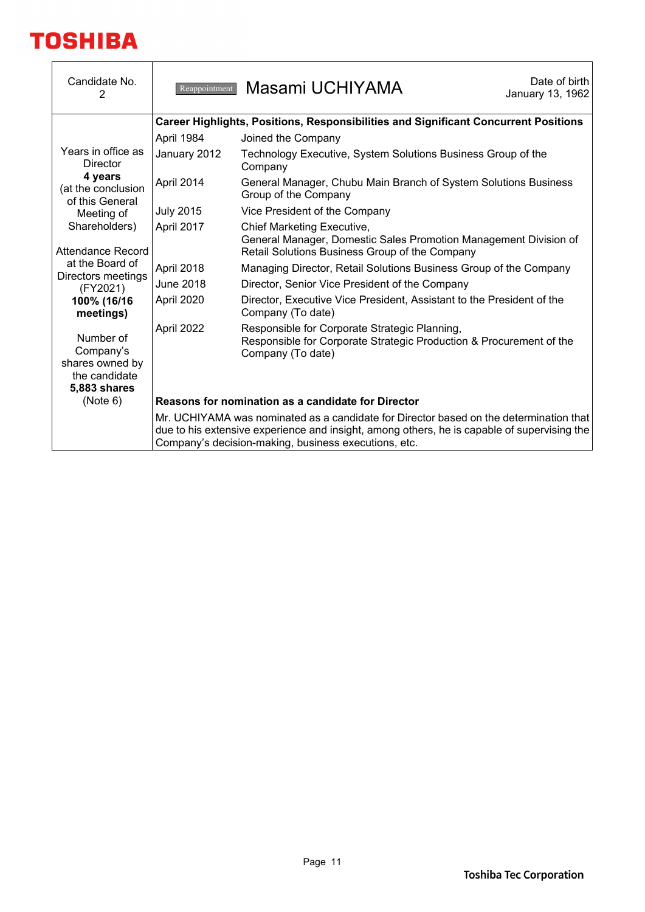| Candidate No. 2 | Reappointment **Masami UCHIYAMA** | Date of birth January 13, 1962 |
|---|---|---|
| Years in office as Director **4 years** (at the conclusion of this General Meeting of Shareholders) Attendance Record at the Board of Directors meetings (FY2021) **100% (16/16 meetings)** Number of Company's shares owned by the candidate **5,883 shares** (Note 6) | **Career Highlights, Positions, Responsibilities and Significant Concurrent Positions** | |
| | April 1984 | Joined the Company |
| | January 2012 | Technology Executive, System Solutions Business Group of the Company |
| | April 2014 | General Manager, Chubu Main Branch of System Solutions Business Group of the Company |
| | July 2015 | Vice President of the Company |
| | April 2017 | Chief Marketing Executive, General Manager, Domestic Sales Promotion Management Division of Retail Solutions Business Group of the Company |
| | April 2018 | Managing Director, Retail Solutions Business Group of the Company |
| | June 2018 | Director, Senior Vice President of the Company |
| | April 2020 | Director, Executive Vice President, Assistant to the President of the Company (To date) |
| | April 2022 | Responsible for Corporate Strategic Planning, Responsible for Corporate Strategic Production & Procurement of the Company (To date) |
| | **Reasons for nomination as a candidate for Director** | |
| | Mr. UCHIYAMA was nominated as a candidate for Director based on the determination that due to his extensive experience and insight, among others, he is capable of supervising the Company's decision-making, business executions, etc. | |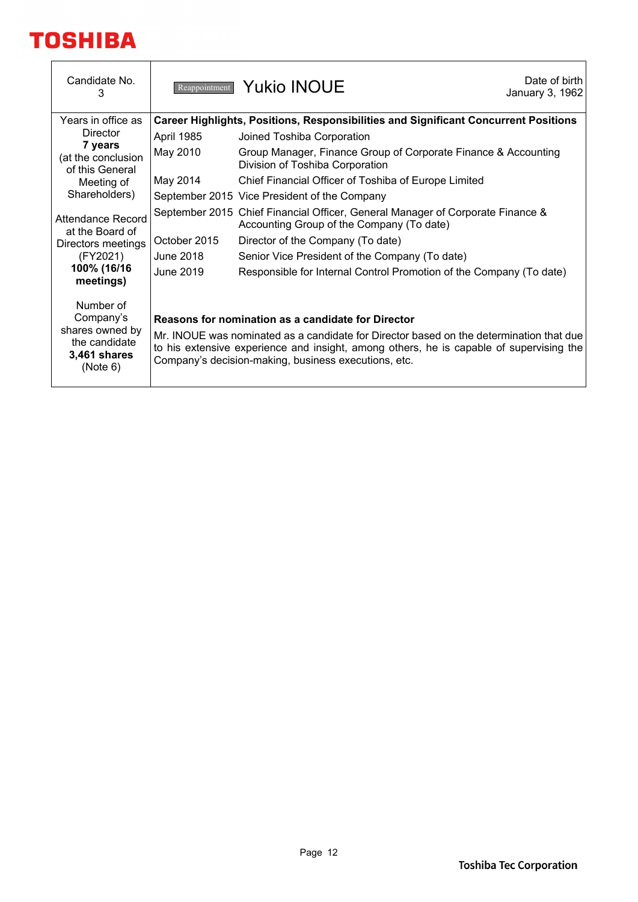| Candidate No. 3 | Reappointment **Yukio INOUE** | | Date of birth January 3, 1962 |
|---|---|---|---|
| Years in office as Director **7 years** (at the conclusion of this General Meeting of Shareholders)<br><br>Attendance Record at the Board of Directors meetings (FY2021) **100% (16/16 meetings)**<br><br>Number of Company's shares owned by the candidate **3,461 shares** (Note 6) | **Career Highlights, Positions, Responsibilities and Significant Concurrent Positions** | | |
| | April 1985 | Joined Toshiba Corporation | |
| | May 2010 | Group Manager, Finance Group of Corporate Finance & Accounting Division of Toshiba Corporation | |
| | May 2014 | Chief Financial Officer of Toshiba of Europe Limited | |
| | September 2015 | Vice President of the Company | |
| | September 2015 | Chief Financial Officer, General Manager of Corporate Finance & Accounting Group of the Company (To date) | |
| | October 2015 | Director of the Company (To date) | |
| | June 2018 | Senior Vice President of the Company (To date) | |
| | June 2019 | Responsible for Internal Control Promotion of the Company (To date) | |
| | **Reasons for nomination as a candidate for Director**<br>Mr. INOUE was nominated as a candidate for Director based on the determination that due to his extensive experience and insight, among others, he is capable of supervising the Company's decision-making, business executions, etc. | | |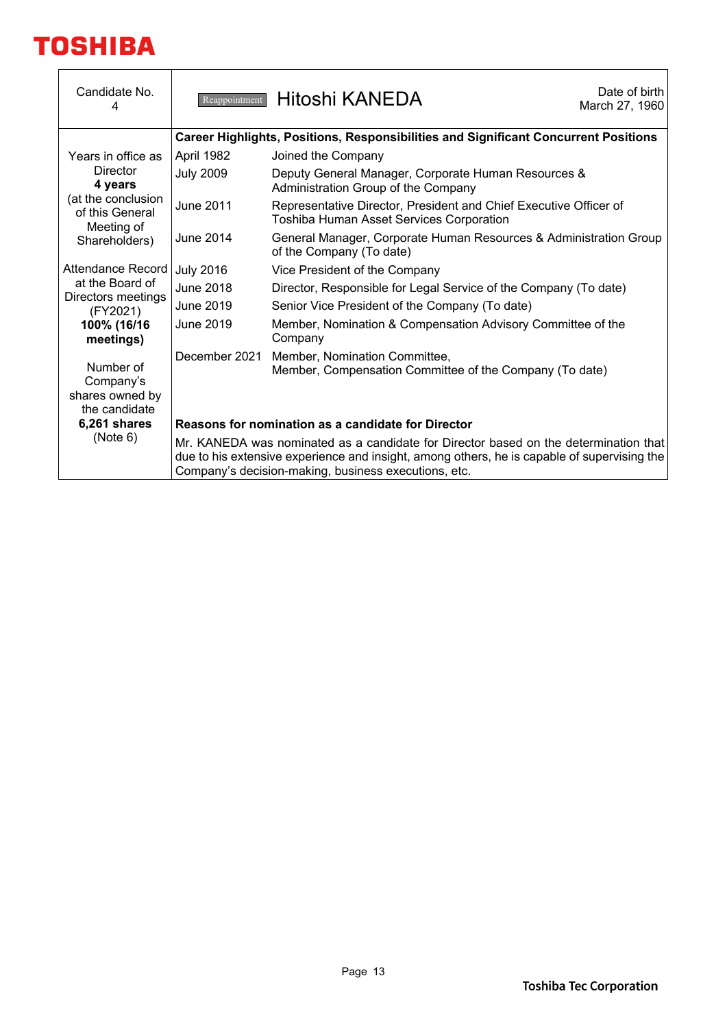| Candidate No. 4 | Reappointment **Hitoshi KANEDA** | | Date of birth March 27, 1960 |
|---|---|---|---|
| Years in office as Director **4 years** (at the conclusion of this General Meeting of Shareholders) | **Career Highlights, Positions, Responsibilities and Significant Concurrent Positions** | | |
| | April 1982 | Joined the Company | |
| | July 2009 | Deputy General Manager, Corporate Human Resources & Administration Group of the Company | |
| | June 2011 | Representative Director, President and Chief Executive Officer of Toshiba Human Asset Services Corporation | |
| | June 2014 | General Manager, Corporate Human Resources & Administration Group of the Company (To date) | |
| Attendance Record at the Board of Directors meetings (FY2021) **100% (16/16 meetings)** | July 2016 | Vice President of the Company | |
| | June 2018 | Director, Responsible for Legal Service of the Company (To date) | |
| | June 2019 | Senior Vice President of the Company (To date) | |
| | June 2019 | Member, Nomination & Compensation Advisory Committee of the Company | |
| Number of Company's shares owned by the candidate **6,261 shares** (Note 6) | December 2021 | Member, Nomination Committee, Member, Compensation Committee of the Company (To date) | |
| | **Reasons for nomination as a candidate for Director** | | |
| | Mr. KANEDA was nominated as a candidate for Director based on the determination that due to his extensive experience and insight, among others, he is capable of supervising the Company's decision-making, business executions, etc. | | |

Toshiba Tec Corporation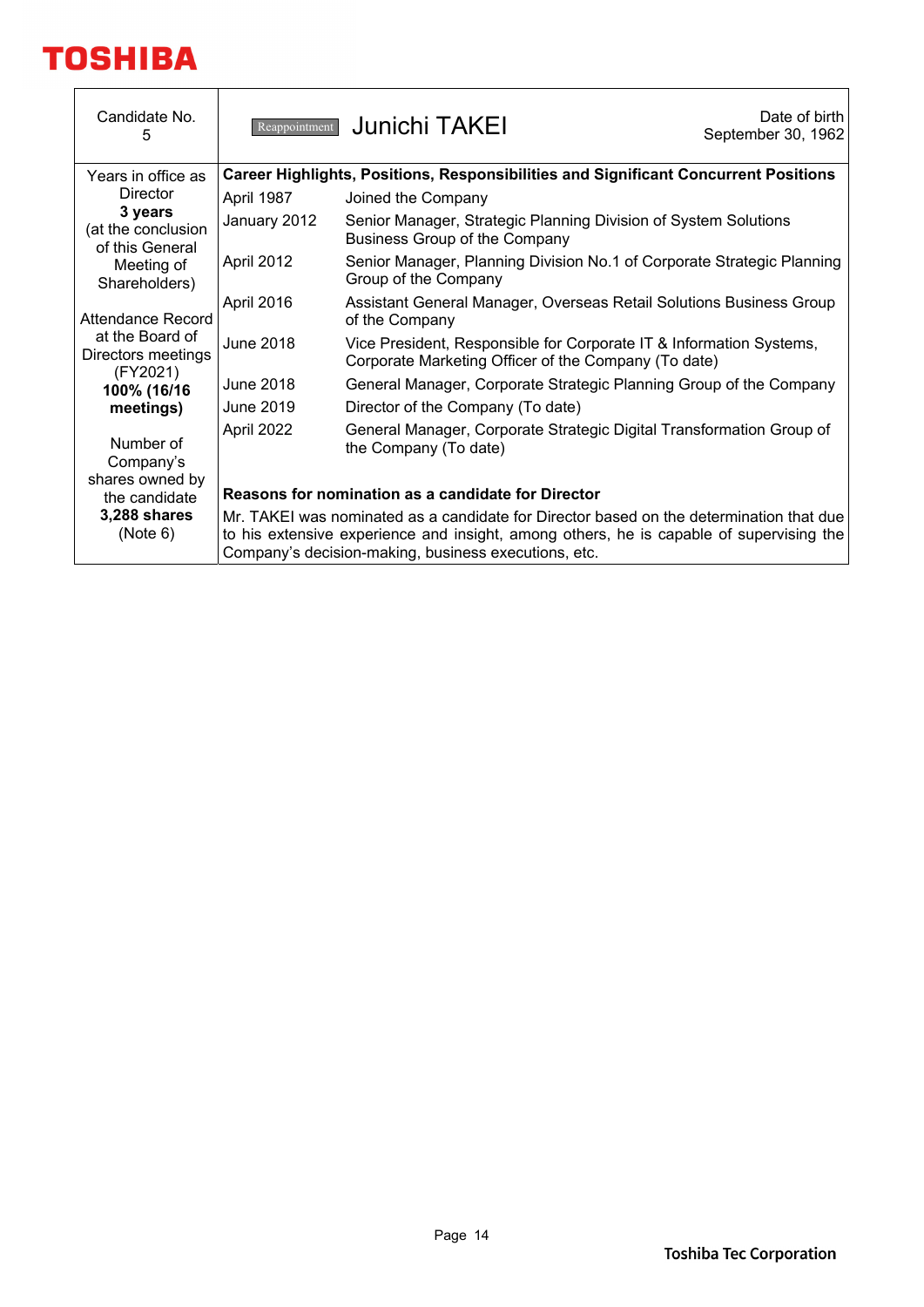| Candidate No. 5 | Reappointment Junichi TAKEI | | Date of birth September 30, 1962 |
|---|---|---|---|
| Years in office as Director **3 years** (at the conclusion of this General Meeting of Shareholders) | **Career Highlights, Positions, Responsibilities and Significant Concurrent Positions** | | |
| | April 1987 | Joined the Company | |
| | January 2012 | Senior Manager, Strategic Planning Division of System Solutions Business Group of the Company | |
| | April 2012 | Senior Manager, Planning Division No.1 of Corporate Strategic Planning Group of the Company | |
| Attendance Record at the Board of Directors meetings (FY2021) **100% (16/16 meetings)** | April 2016 | Assistant General Manager, Overseas Retail Solutions Business Group of the Company | |
| | June 2018 | Vice President, Responsible for Corporate IT & Information Systems, Corporate Marketing Officer of the Company (To date) | |
| | June 2018 | General Manager, Corporate Strategic Planning Group of the Company | |
| | June 2019 | Director of the Company (To date) | |
| Number of Company's shares owned by the candidate **3,288 shares** (Note 6) | April 2022 | General Manager, Corporate Strategic Digital Transformation Group of the Company (To date) | |
| | **Reasons for nomination as a candidate for Director** | | |
| | Mr. TAKEI was nominated as a candidate for Director based on the determination that due to his extensive experience and insight, among others, he is capable of supervising the Company's decision-making, business executions, etc. | | |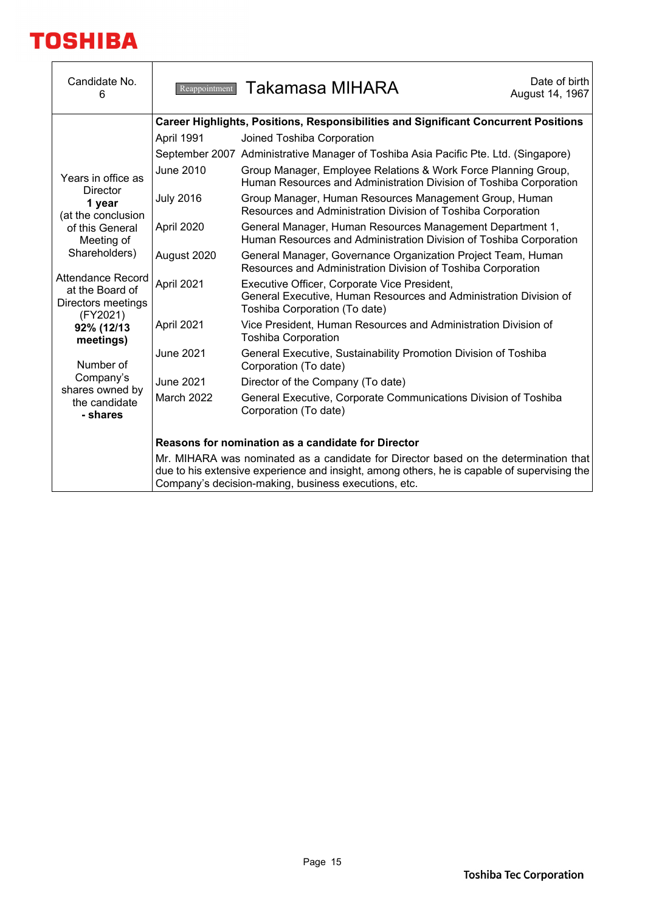| Candidate No. 6 | Reappointment **Takamasa MIHARA** | Date of birth August 14, 1967 |
|---|---|---|
| Years in office as Director **1 year** (at the conclusion of this General Meeting of Shareholders) <br><br> Attendance Record at the Board of Directors meetings (FY2021) **92% (12/13 meetings)** <br><br> Number of Company's shares owned by the candidate **- shares** | **Career Highlights, Positions, Responsibilities and Significant Concurrent Positions** <br><br> April 1991 — Joined Toshiba Corporation <br> September 2007 — Administrative Manager of Toshiba Asia Pacific Pte. Ltd. (Singapore) <br> June 2010 — Group Manager, Employee Relations & Work Force Planning Group, Human Resources and Administration Division of Toshiba Corporation <br> July 2016 — Group Manager, Human Resources Management Group, Human Resources and Administration Division of Toshiba Corporation <br> April 2020 — General Manager, Human Resources Management Department 1, Human Resources and Administration Division of Toshiba Corporation <br> August 2020 — General Manager, Governance Organization Project Team, Human Resources and Administration Division of Toshiba Corporation <br> April 2021 — Executive Officer, Corporate Vice President, General Executive, Human Resources and Administration Division of Toshiba Corporation (To date) <br> April 2021 — Vice President, Human Resources and Administration Division of Toshiba Corporation <br> June 2021 — General Executive, Sustainability Promotion Division of Toshiba Corporation (To date) <br> June 2021 — Director of the Company (To date) <br> March 2022 — General Executive, Corporate Communications Division of Toshiba Corporation (To date) <br><br> **Reasons for nomination as a candidate for Director** <br> Mr. MIHARA was nominated as a candidate for Director based on the determination that due to his extensive experience and insight, among others, he is capable of supervising the Company's decision-making, business executions, etc. | |

Toshiba Tec Corporation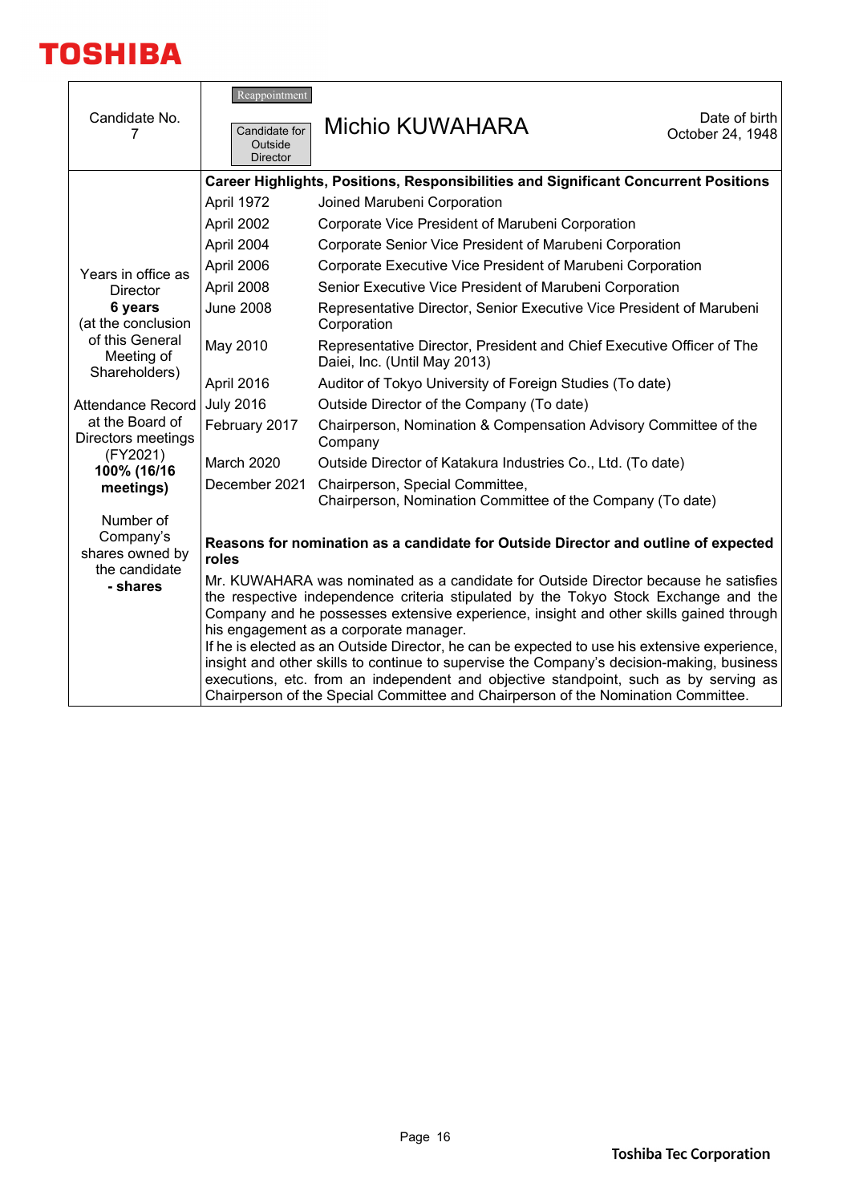| Candidate No. 7 | Reappointment<br>Candidate for Outside Director | Michio KUWAHARA | Date of birth<br>October 24, 1948 |
|---|---|---|---|

| | | |
|---|---|---|
| Years in office as Director<br>**6 years**<br>(at the conclusion of this General Meeting of Shareholders)<br><br>Attendance Record at the Board of Directors meetings (FY2021)<br>**100% (16/16 meetings)**<br><br>Number of Company's shares owned by the candidate<br>**- shares** | **Career Highlights, Positions, Responsibilities and Significant Concurrent Positions** | |
| | April 1972 | Joined Marubeni Corporation |
| | April 2002 | Corporate Vice President of Marubeni Corporation |
| | April 2004 | Corporate Senior Vice President of Marubeni Corporation |
| | April 2006 | Corporate Executive Vice President of Marubeni Corporation |
| | April 2008 | Senior Executive Vice President of Marubeni Corporation |
| | June 2008 | Representative Director, Senior Executive Vice President of Marubeni Corporation |
| | May 2010 | Representative Director, President and Chief Executive Officer of The Daiei, Inc. (Until May 2013) |
| | April 2016 | Auditor of Tokyo University of Foreign Studies (To date) |
| | July 2016 | Outside Director of the Company (To date) |
| | February 2017 | Chairperson, Nomination & Compensation Advisory Committee of the Company |
| | March 2020 | Outside Director of Katakura Industries Co., Ltd. (To date) |
| | December 2021 | Chairperson, Special Committee,<br>Chairperson, Nomination Committee of the Company (To date) |

**Reasons for nomination as a candidate for Outside Director and outline of expected roles**

Mr. KUWAHARA was nominated as a candidate for Outside Director because he satisfies the respective independence criteria stipulated by the Tokyo Stock Exchange and the Company and he possesses extensive experience, insight and other skills gained through his engagement as a corporate manager.

If he is elected as an Outside Director, he can be expected to use his extensive experience, insight and other skills to continue to supervise the Company's decision-making, business executions, etc. from an independent and objective standpoint, such as by serving as Chairperson of the Special Committee and Chairperson of the Nomination Committee.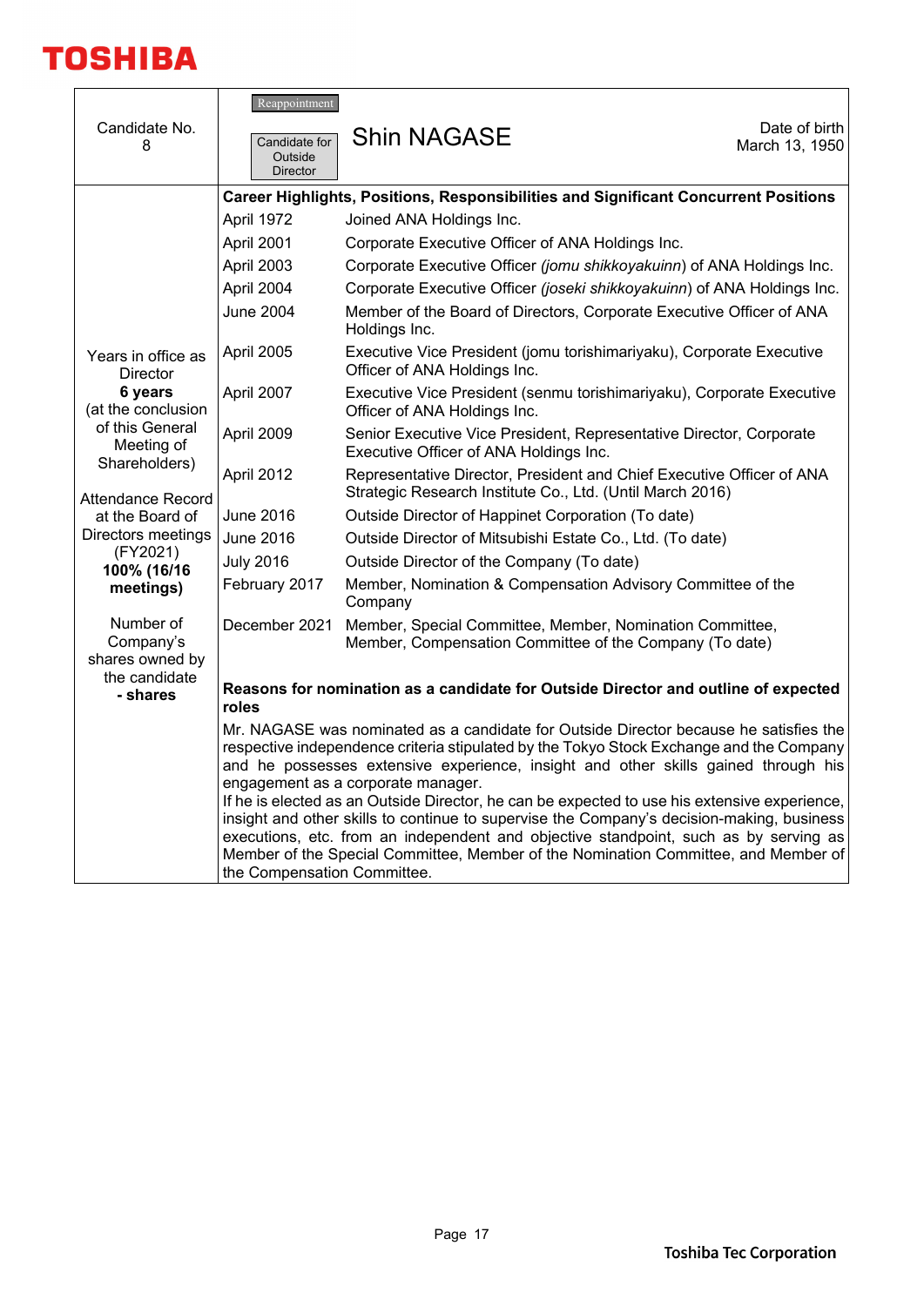| Candidate No. 8 | Reappointment<br>Candidate for Outside Director | Shin NAGASE | Date of birth March 13, 1950 |
|---|---|---|---|

**Years in office as Director**
**6 years**
(at the conclusion of this General Meeting of Shareholders)

**Attendance Record at the Board of Directors meetings (FY2021)**
**100% (16/16 meetings)**

**Number of Company's shares owned by the candidate**
**- shares**

**Career Highlights, Positions, Responsibilities and Significant Concurrent Positions**

| | |
|---|---|
| April 1972 | Joined ANA Holdings Inc. |
| April 2001 | Corporate Executive Officer of ANA Holdings Inc. |
| April 2003 | Corporate Executive Officer *(jomu shikkoyakuinn*) of ANA Holdings Inc. |
| April 2004 | Corporate Executive Officer *(joseki shikkoyakuinn*) of ANA Holdings Inc. |
| June 2004 | Member of the Board of Directors, Corporate Executive Officer of ANA Holdings Inc. |
| April 2005 | Executive Vice President (jomu torishimariyaku), Corporate Executive Officer of ANA Holdings Inc. |
| April 2007 | Executive Vice President (senmu torishimariyaku), Corporate Executive Officer of ANA Holdings Inc. |
| April 2009 | Senior Executive Vice President, Representative Director, Corporate Executive Officer of ANA Holdings Inc. |
| April 2012 | Representative Director, President and Chief Executive Officer of ANA Strategic Research Institute Co., Ltd. (Until March 2016) |
| June 2016 | Outside Director of Happinet Corporation (To date) |
| June 2016 | Outside Director of Mitsubishi Estate Co., Ltd. (To date) |
| July 2016 | Outside Director of the Company (To date) |
| February 2017 | Member, Nomination & Compensation Advisory Committee of the Company |
| December 2021 | Member, Special Committee, Member, Nomination Committee, Member, Compensation Committee of the Company (To date) |

**Reasons for nomination as a candidate for Outside Director and outline of expected roles**

Mr. NAGASE was nominated as a candidate for Outside Director because he satisfies the respective independence criteria stipulated by the Tokyo Stock Exchange and the Company and he possesses extensive experience, insight and other skills gained through his engagement as a corporate manager.
If he is elected as an Outside Director, he can be expected to use his extensive experience, insight and other skills to continue to supervise the Company's decision-making, business executions, etc. from an independent and objective standpoint, such as by serving as Member of the Special Committee, Member of the Nomination Committee, and Member of the Compensation Committee.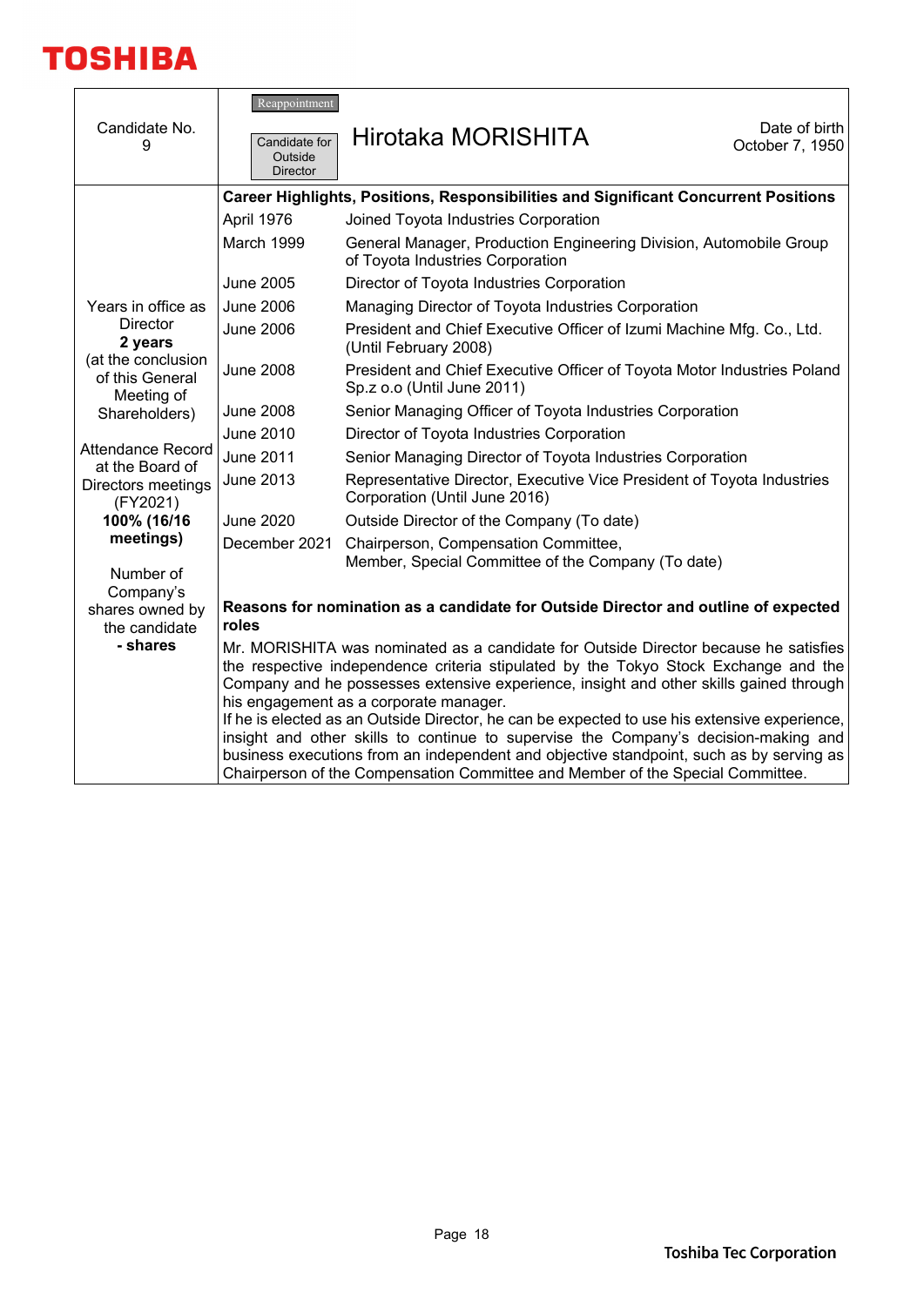| Candidate No. 9 | Reappointment<br>Candidate for Outside Director<br>**Hirotaka MORISHITA** | | Date of birth<br>October 7, 1950 |
|---|---|---|---|
| Years in office as Director<br>**2 years**<br>(at the conclusion of this General Meeting of Shareholders)<br><br>Attendance Record at the Board of Directors meetings (FY2021)<br>**100% (16/16 meetings)**<br><br>Number of Company's shares owned by the candidate<br>**- shares** | **Career Highlights, Positions, Responsibilities and Significant Concurrent Positions** | | |
| | April 1976 | Joined Toyota Industries Corporation | |
| | March 1999 | General Manager, Production Engineering Division, Automobile Group of Toyota Industries Corporation | |
| | June 2005 | Director of Toyota Industries Corporation | |
| | June 2006 | Managing Director of Toyota Industries Corporation | |
| | June 2006 | President and Chief Executive Officer of Izumi Machine Mfg. Co., Ltd. (Until February 2008) | |
| | June 2008 | President and Chief Executive Officer of Toyota Motor Industries Poland Sp.z o.o (Until June 2011) | |
| | June 2008 | Senior Managing Officer of Toyota Industries Corporation | |
| | June 2010 | Director of Toyota Industries Corporation | |
| | June 2011 | Senior Managing Director of Toyota Industries Corporation | |
| | June 2013 | Representative Director, Executive Vice President of Toyota Industries Corporation (Until June 2016) | |
| | June 2020 | Outside Director of the Company (To date) | |
| | December 2021 | Chairperson, Compensation Committee,<br>Member, Special Committee of the Company (To date) | |
| | **Reasons for nomination as a candidate for Outside Director and outline of expected roles** | | |
| | Mr. MORISHITA was nominated as a candidate for Outside Director because he satisfies the respective independence criteria stipulated by the Tokyo Stock Exchange and the Company and he possesses extensive experience, insight and other skills gained through his engagement as a corporate manager.<br>If he is elected as an Outside Director, he can be expected to use his extensive experience, insight and other skills to continue to supervise the Company's decision-making and business executions from an independent and objective standpoint, such as by serving as Chairperson of the Compensation Committee and Member of the Special Committee. | | |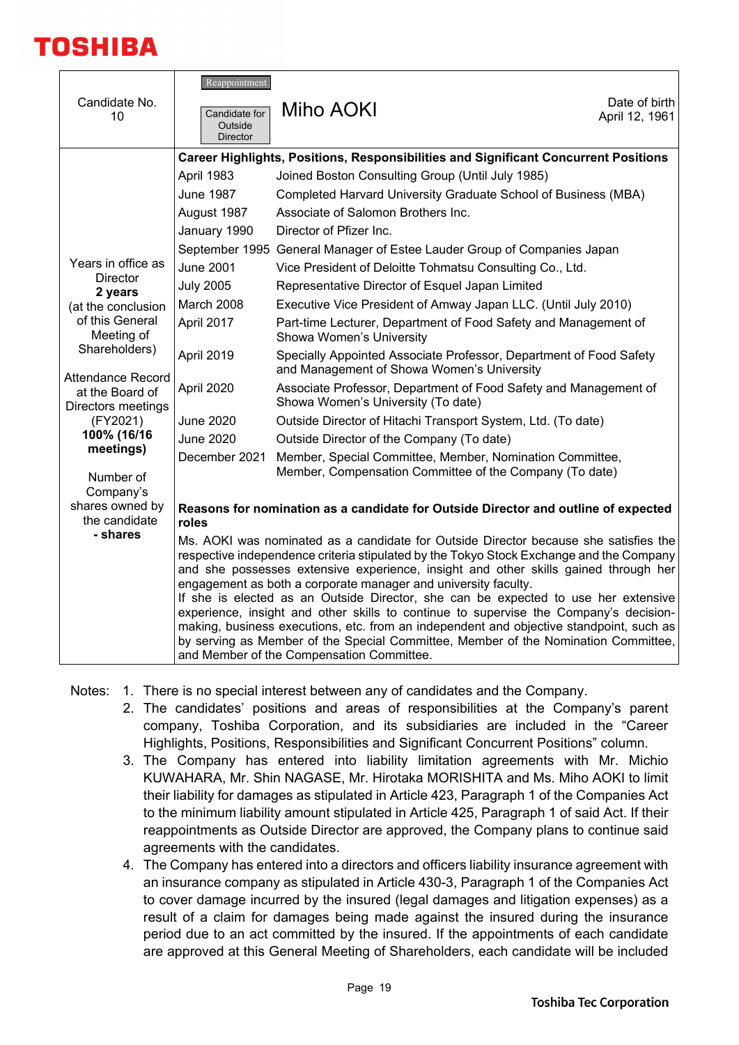| Candidate No. 10 | Reappointment Candidate for Outside Director **Miho AOKI** | | Date of birth April 12, 1961 |
|---|---|---|---|
| Years in office as Director **2 years** (at the conclusion of this General Meeting of Shareholders) Attendance Record at the Board of Directors meetings (FY2021) **100% (16/16 meetings)** Number of Company's shares owned by the candidate **- shares** | **Career Highlights, Positions, Responsibilities and Significant Concurrent Positions** | | |
| | April 1983 | Joined Boston Consulting Group (Until July 1985) | |
| | June 1987 | Completed Harvard University Graduate School of Business (MBA) | |
| | August 1987 | Associate of Salomon Brothers Inc. | |
| | January 1990 | Director of Pfizer Inc. | |
| | September 1995 | General Manager of Estee Lauder Group of Companies Japan | |
| | June 2001 | Vice President of Deloitte Tohmatsu Consulting Co., Ltd. | |
| | July 2005 | Representative Director of Esquel Japan Limited | |
| | March 2008 | Executive Vice President of Amway Japan LLC. (Until July 2010) | |
| | April 2017 | Part-time Lecturer, Department of Food Safety and Management of Showa Women's University | |
| | April 2019 | Specially Appointed Associate Professor, Department of Food Safety and Management of Showa Women's University | |
| | April 2020 | Associate Professor, Department of Food Safety and Management of Showa Women's University (To date) | |
| | June 2020 | Outside Director of Hitachi Transport System, Ltd. (To date) | |
| | June 2020 | Outside Director of the Company (To date) | |
| | December 2021 | Member, Special Committee, Member, Nomination Committee, Member, Compensation Committee of the Company (To date) | |
| | **Reasons for nomination as a candidate for Outside Director and outline of expected roles** | | |
| | Ms. AOKI was nominated as a candidate for Outside Director because she satisfies the respective independence criteria stipulated by the Tokyo Stock Exchange and the Company and she possesses extensive experience, insight and other skills gained through her engagement as both a corporate manager and university faculty. If she is elected as an Outside Director, she can be expected to use her extensive experience, insight and other skills to continue to supervise the Company's decision-making, business executions, etc. from an independent and objective standpoint, such as by serving as Member of the Special Committee, Member of the Nomination Committee, and Member of the Compensation Committee. | | |

Notes:
1. There is no special interest between any of candidates and the Company.
2. The candidates' positions and areas of responsibilities at the Company's parent company, Toshiba Corporation, and its subsidiaries are included in the "Career Highlights, Positions, Responsibilities and Significant Concurrent Positions" column.
3. The Company has entered into liability limitation agreements with Mr. Michio KUWAHARA, Mr. Shin NAGASE, Mr. Hirotaka MORISHITA and Ms. Miho AOKI to limit their liability for damages as stipulated in Article 423, Paragraph 1 of the Companies Act to the minimum liability amount stipulated in Article 425, Paragraph 1 of said Act. If their reappointments as Outside Director are approved, the Company plans to continue said agreements with the candidates.
4. The Company has entered into a directors and officers liability insurance agreement with an insurance company as stipulated in Article 430-3, Paragraph 1 of the Companies Act to cover damage incurred by the insured (legal damages and litigation expenses) as a result of a claim for damages being made against the insured during the insurance period due to an act committed by the insured. If the appointments of each candidate are approved at this General Meeting of Shareholders, each candidate will be included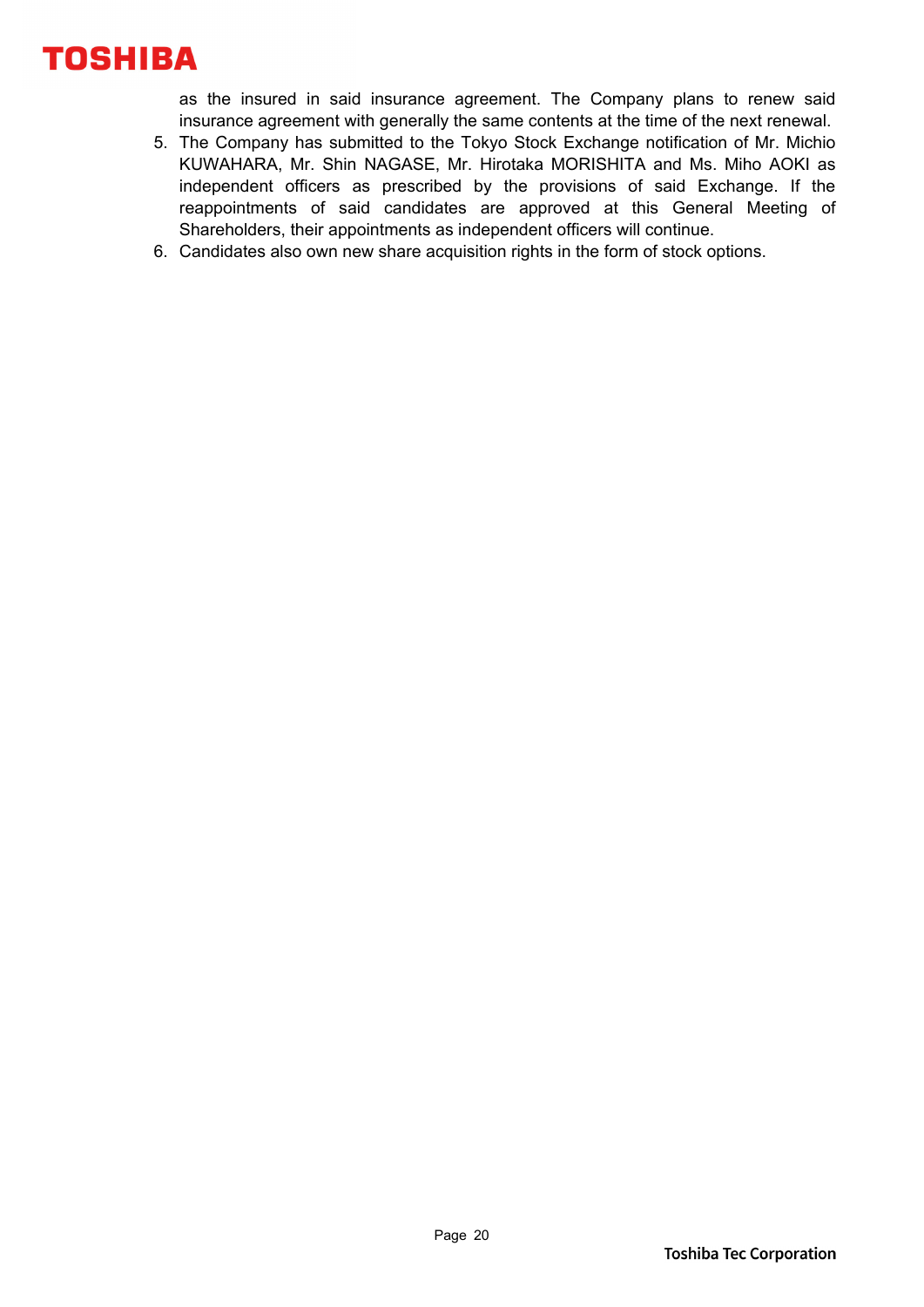as the insured in said insurance agreement. The Company plans to renew said insurance agreement with generally the same contents at the time of the next renewal.

5. The Company has submitted to the Tokyo Stock Exchange notification of Mr. Michio KUWAHARA, Mr. Shin NAGASE, Mr. Hirotaka MORISHITA and Ms. Miho AOKI as independent officers as prescribed by the provisions of said Exchange. If the reappointments of said candidates are approved at this General Meeting of Shareholders, their appointments as independent officers will continue.
6. Candidates also own new share acquisition rights in the form of stock options.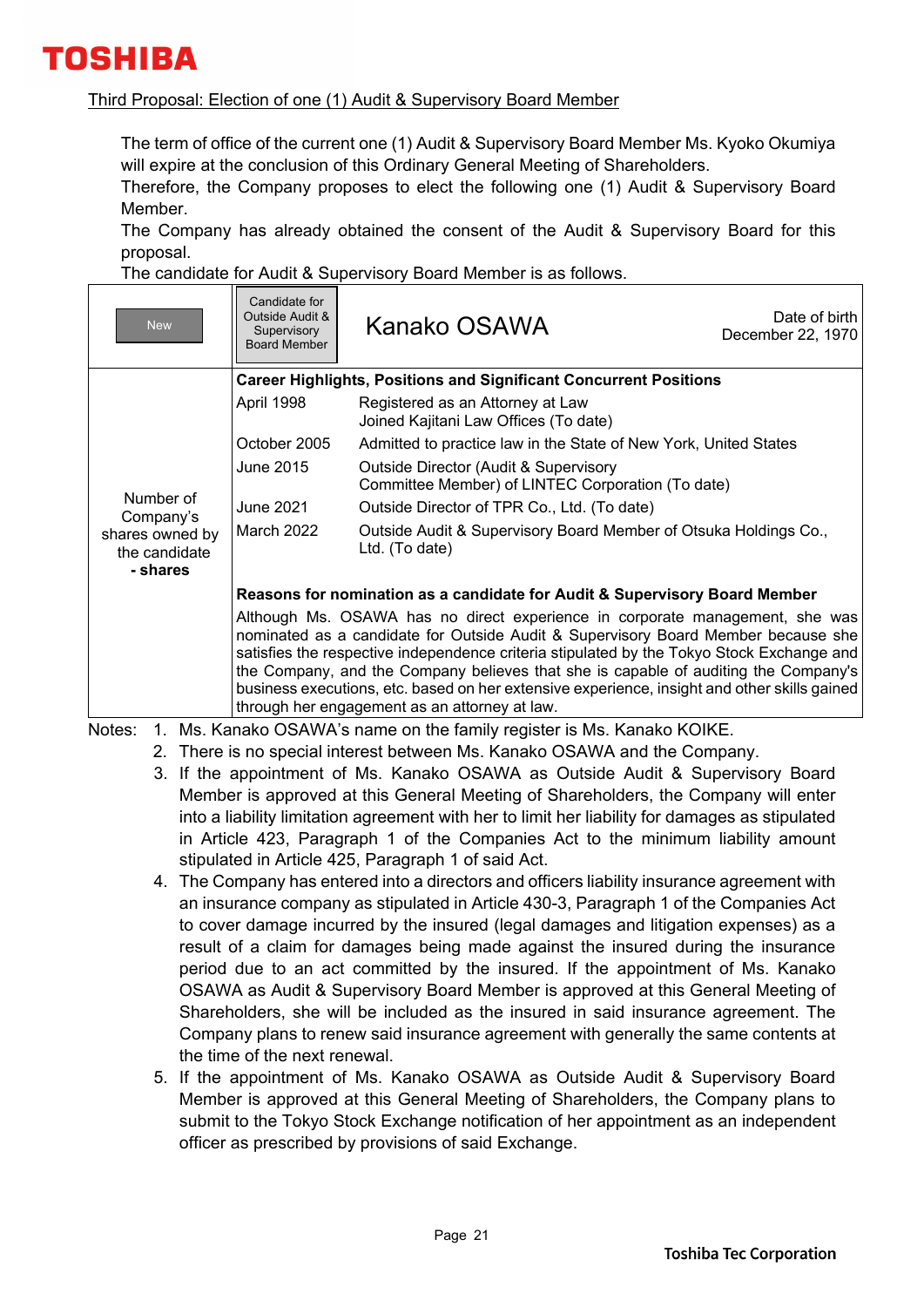Third Proposal: Election of one (1) Audit & Supervisory Board Member

The term of office of the current one (1) Audit & Supervisory Board Member Ms. Kyoko Okumiya will expire at the conclusion of this Ordinary General Meeting of Shareholders.
Therefore, the Company proposes to elect the following one (1) Audit & Supervisory Board Member.
The Company has already obtained the consent of the Audit & Supervisory Board for this proposal.
The candidate for Audit & Supervisory Board Member is as follows.

| New | Candidate for Outside Audit & Supervisory Board Member | Kanako OSAWA | Date of birth December 22, 1970 |
|---|---|---|---|
| Number of Company's shares owned by the candidate **- shares** | **Career Highlights, Positions and Significant Concurrent Positions**<br>April 1998: Registered as an Attorney at Law; Joined Kajitani Law Offices (To date)<br>October 2005: Admitted to practice law in the State of New York, United States<br>June 2015: Outside Director (Audit & Supervisory Committee Member) of LINTEC Corporation (To date)<br>June 2021: Outside Director of TPR Co., Ltd. (To date)<br>March 2022: Outside Audit & Supervisory Board Member of Otsuka Holdings Co., Ltd. (To date)<br><br>**Reasons for nomination as a candidate for Audit & Supervisory Board Member**<br>Although Ms. OSAWA has no direct experience in corporate management, she was nominated as a candidate for Outside Audit & Supervisory Board Member because she satisfies the respective independence criteria stipulated by the Tokyo Stock Exchange and the Company, and the Company believes that she is capable of auditing the Company's business executions, etc. based on her extensive experience, insight and other skills gained through her engagement as an attorney at law. | | |

Notes:
1. Ms. Kanako OSAWA's name on the family register is Ms. Kanako KOIKE.
2. There is no special interest between Ms. Kanako OSAWA and the Company.
3. If the appointment of Ms. Kanako OSAWA as Outside Audit & Supervisory Board Member is approved at this General Meeting of Shareholders, the Company will enter into a liability limitation agreement with her to limit her liability for damages as stipulated in Article 423, Paragraph 1 of the Companies Act to the minimum liability amount stipulated in Article 425, Paragraph 1 of said Act.
4. The Company has entered into a directors and officers liability insurance agreement with an insurance company as stipulated in Article 430-3, Paragraph 1 of the Companies Act to cover damage incurred by the insured (legal damages and litigation expenses) as a result of a claim for damages being made against the insured during the insurance period due to an act committed by the insured. If the appointment of Ms. Kanako OSAWA as Audit & Supervisory Board Member is approved at this General Meeting of Shareholders, she will be included as the insured in said insurance agreement. The Company plans to renew said insurance agreement with generally the same contents at the time of the next renewal.
5. If the appointment of Ms. Kanako OSAWA as Outside Audit & Supervisory Board Member is approved at this General Meeting of Shareholders, the Company plans to submit to the Tokyo Stock Exchange notification of her appointment as an independent officer as prescribed by provisions of said Exchange.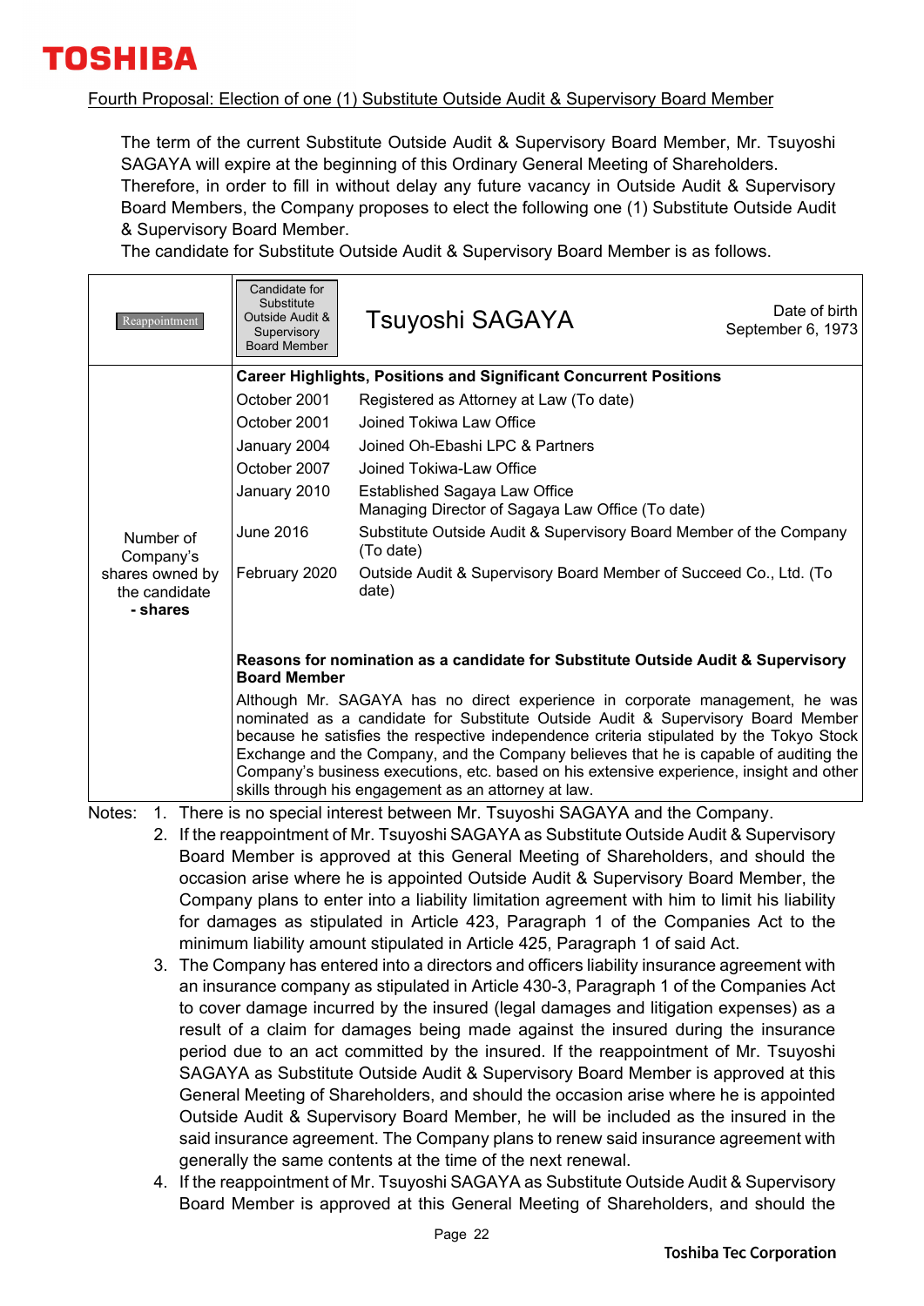Fourth Proposal: Election of one (1) Substitute Outside Audit & Supervisory Board Member

The term of the current Substitute Outside Audit & Supervisory Board Member, Mr. Tsuyoshi SAGAYA will expire at the beginning of this Ordinary General Meeting of Shareholders.
Therefore, in order to fill in without delay any future vacancy in Outside Audit & Supervisory Board Members, the Company proposes to elect the following one (1) Substitute Outside Audit & Supervisory Board Member.
The candidate for Substitute Outside Audit & Supervisory Board Member is as follows.

| | | |
|---|---|---|
| Reappointment | Candidate for Substitute Outside Audit & Supervisory Board Member | Tsuyoshi SAGAYA — Date of birth September 6, 1973 |
| Number of Company's shares owned by the candidate **- shares** | **Career Highlights, Positions and Significant Concurrent Positions** | |
| | October 2001 | Registered as Attorney at Law (To date) |
| | October 2001 | Joined Tokiwa Law Office |
| | January 2004 | Joined Oh-Ebashi LPC & Partners |
| | October 2007 | Joined Tokiwa-Law Office |
| | January 2010 | Established Sagaya Law Office<br>Managing Director of Sagaya Law Office (To date) |
| | June 2016 | Substitute Outside Audit & Supervisory Board Member of the Company (To date) |
| | February 2020 | Outside Audit & Supervisory Board Member of Succeed Co., Ltd. (To date) |
| | **Reasons for nomination as a candidate for Substitute Outside Audit & Supervisory Board Member** | |
| | Although Mr. SAGAYA has no direct experience in corporate management, he was nominated as a candidate for Substitute Outside Audit & Supervisory Board Member because he satisfies the respective independence criteria stipulated by the Tokyo Stock Exchange and the Company, and the Company believes that he is capable of auditing the Company's business executions, etc. based on his extensive experience, insight and other skills through his engagement as an attorney at law. | |

Notes:
1. There is no special interest between Mr. Tsuyoshi SAGAYA and the Company.
2. If the reappointment of Mr. Tsuyoshi SAGAYA as Substitute Outside Audit & Supervisory Board Member is approved at this General Meeting of Shareholders, and should the occasion arise where he is appointed Outside Audit & Supervisory Board Member, the Company plans to enter into a liability limitation agreement with him to limit his liability for damages as stipulated in Article 423, Paragraph 1 of the Companies Act to the minimum liability amount stipulated in Article 425, Paragraph 1 of said Act.
3. The Company has entered into a directors and officers liability insurance agreement with an insurance company as stipulated in Article 430-3, Paragraph 1 of the Companies Act to cover damage incurred by the insured (legal damages and litigation expenses) as a result of a claim for damages being made against the insured during the insurance period due to an act committed by the insured. If the reappointment of Mr. Tsuyoshi SAGAYA as Substitute Outside Audit & Supervisory Board Member is approved at this General Meeting of Shareholders, and should the occasion arise where he is appointed Outside Audit & Supervisory Board Member, he will be included as the insured in the said insurance agreement. The Company plans to renew said insurance agreement with generally the same contents at the time of the next renewal.
4. If the reappointment of Mr. Tsuyoshi SAGAYA as Substitute Outside Audit & Supervisory Board Member is approved at this General Meeting of Shareholders, and should the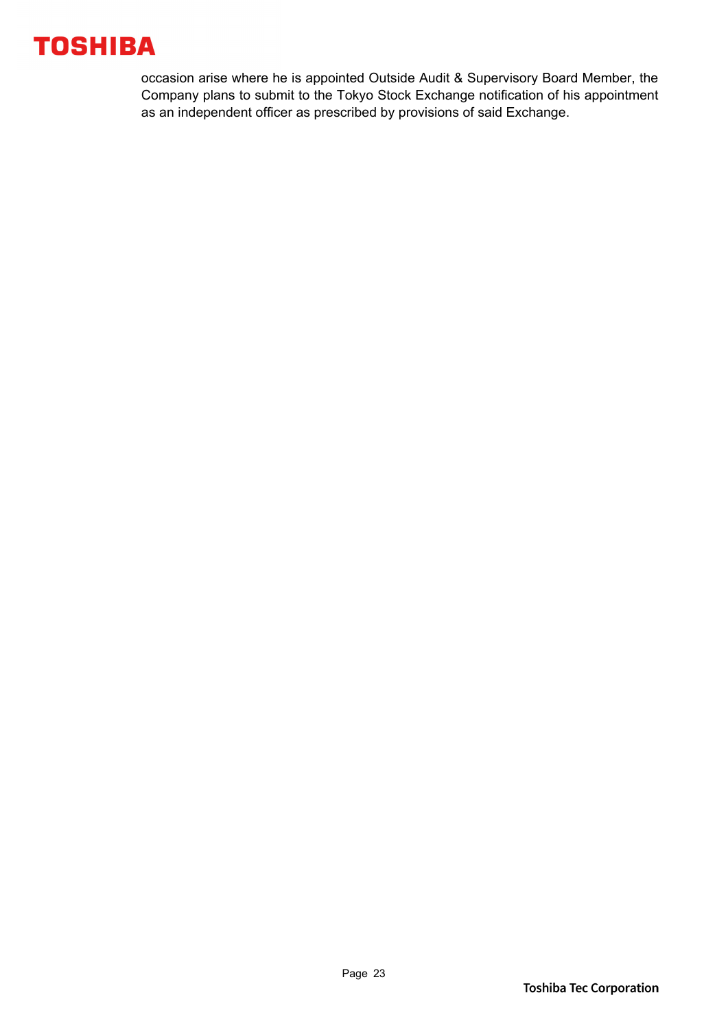occasion arise where he is appointed Outside Audit & Supervisory Board Member, the Company plans to submit to the Tokyo Stock Exchange notification of his appointment as an independent officer as prescribed by provisions of said Exchange.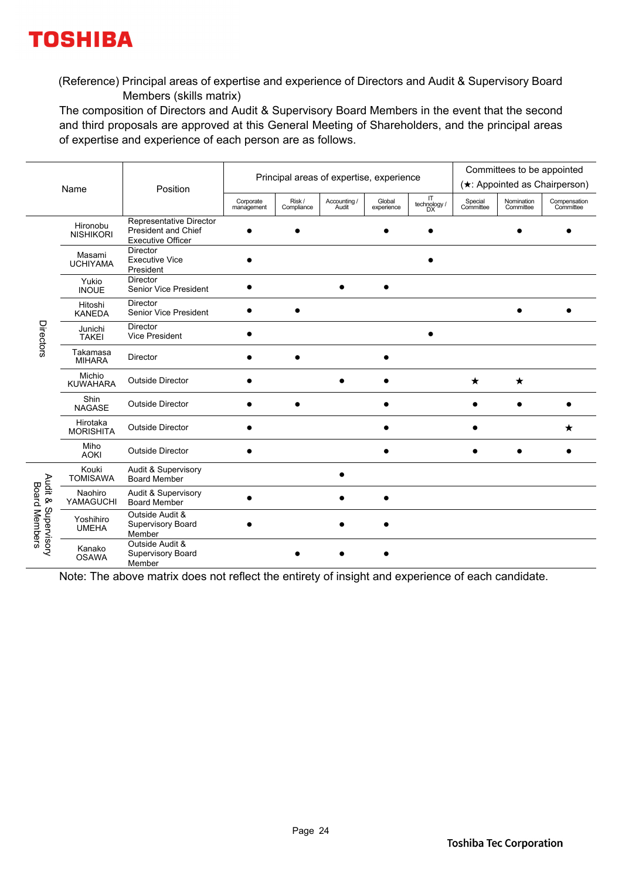(Reference) Principal areas of expertise and experience of Directors and Audit & Supervisory Board Members (skills matrix)

The composition of Directors and Audit & Supervisory Board Members in the event that the second and third proposals are approved at this General Meeting of Shareholders, and the principal areas of expertise and experience of each person are as follows.

| | Name | Position | Principal areas of expertise, experience | | | | | Committees to be appointed (★: Appointed as Chairperson) | | |
|---|---|---|---|---|---|---|---|---|---|---|
| | | | Corporate management | Risk / Compliance | Accounting / Audit | Global experience | IT technology / DX | Special Committee | Nomination Committee | Compensation Committee |
| Directors | Hironobu NISHIKORI | Representative Director President and Chief Executive Officer | ● | ● | | ● | ● | | ● | ● |
| | Masami UCHIYAMA | Director Executive Vice President | ● | | | | ● | | | |
| | Yukio INOUE | Director Senior Vice President | ● | | ● | ● | | | | |
| | Hitoshi KANEDA | Director Senior Vice President | ● | ● | | | | | ● | ● |
| | Junichi TAKEI | Director Vice President | ● | | | | ● | | | |
| | Takamasa MIHARA | Director | ● | ● | | ● | | | | |
| | Michio KUWAHARA | Outside Director | ● | | ● | ● | | ★ | ★ | |
| | Shin NAGASE | Outside Director | ● | ● | | ● | | ● | ● | ● |
| | Hirotaka MORISHITA | Outside Director | ● | | | ● | | ● | | ★ |
| | Miho AOKI | Outside Director | ● | | | ● | | ● | ● | ● |
| Audit & Supervisory Board Members | Kouki TOMISAWA | Audit & Supervisory Board Member | | | ● | | | | | |
| | Naohiro YAMAGUCHI | Audit & Supervisory Board Member | ● | | ● | ● | | | | |
| | Yoshihiro UMEHA | Outside Audit & Supervisory Board Member | ● | | ● | ● | | | | |
| | Kanako OSAWA | Outside Audit & Supervisory Board Member | | ● | ● | ● | | | | |

Note: The above matrix does not reflect the entirety of insight and experience of each candidate.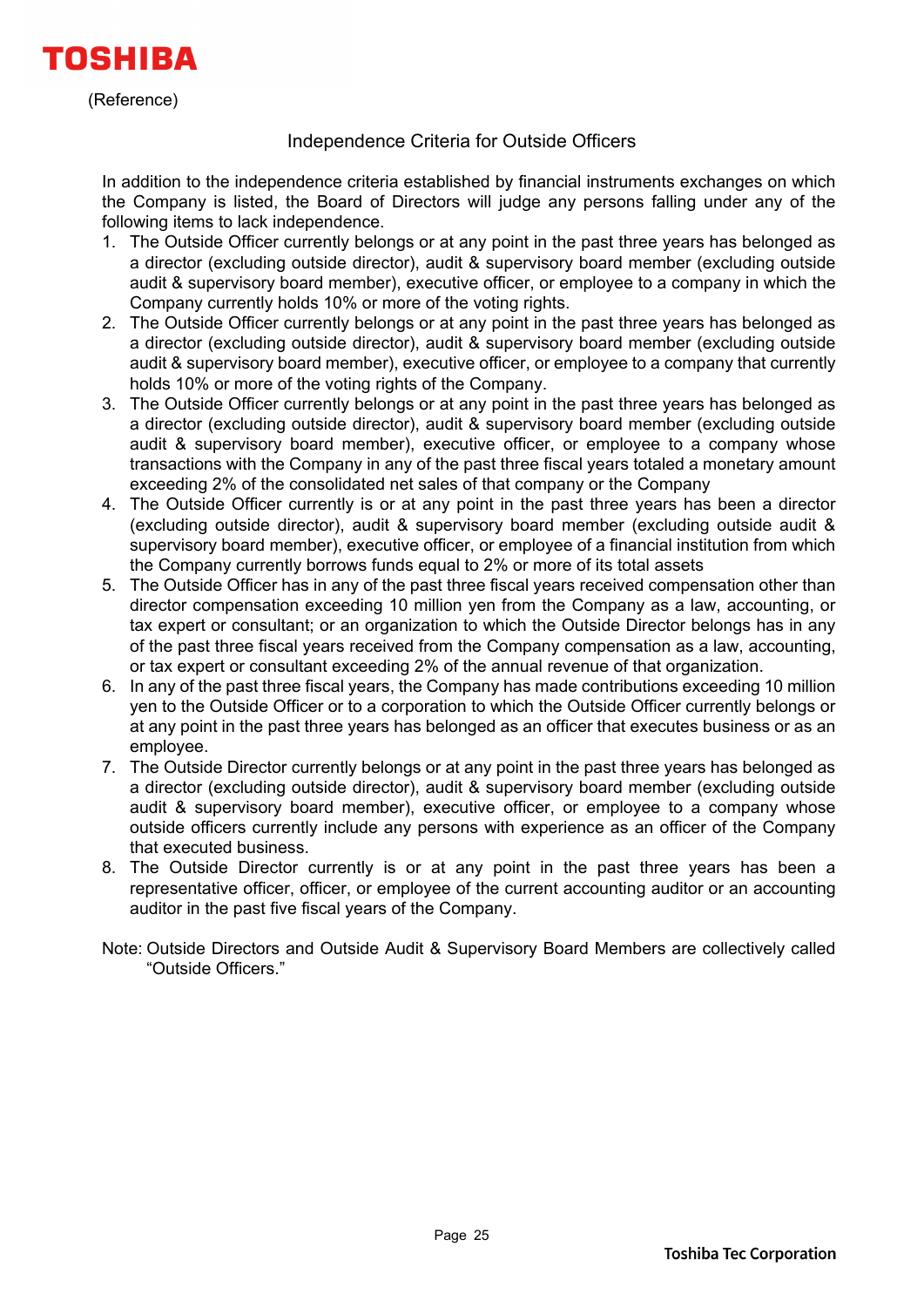(Reference)

## Independence Criteria for Outside Officers

In addition to the independence criteria established by financial instruments exchanges on which the Company is listed, the Board of Directors will judge any persons falling under any of the following items to lack independence.

1. The Outside Officer currently belongs or at any point in the past three years has belonged as a director (excluding outside director), audit & supervisory board member (excluding outside audit & supervisory board member), executive officer, or employee to a company in which the Company currently holds 10% or more of the voting rights.
2. The Outside Officer currently belongs or at any point in the past three years has belonged as a director (excluding outside director), audit & supervisory board member (excluding outside audit & supervisory board member), executive officer, or employee to a company that currently holds 10% or more of the voting rights of the Company.
3. The Outside Officer currently belongs or at any point in the past three years has belonged as a director (excluding outside director), audit & supervisory board member (excluding outside audit & supervisory board member), executive officer, or employee to a company whose transactions with the Company in any of the past three fiscal years totaled a monetary amount exceeding 2% of the consolidated net sales of that company or the Company
4. The Outside Officer currently is or at any point in the past three years has been a director (excluding outside director), audit & supervisory board member (excluding outside audit & supervisory board member), executive officer, or employee of a financial institution from which the Company currently borrows funds equal to 2% or more of its total assets
5. The Outside Officer has in any of the past three fiscal years received compensation other than director compensation exceeding 10 million yen from the Company as a law, accounting, or tax expert or consultant; or an organization to which the Outside Director belongs has in any of the past three fiscal years received from the Company compensation as a law, accounting, or tax expert or consultant exceeding 2% of the annual revenue of that organization.
6. In any of the past three fiscal years, the Company has made contributions exceeding 10 million yen to the Outside Officer or to a corporation to which the Outside Officer currently belongs or at any point in the past three years has belonged as an officer that executes business or as an employee.
7. The Outside Director currently belongs or at any point in the past three years has belonged as a director (excluding outside director), audit & supervisory board member (excluding outside audit & supervisory board member), executive officer, or employee to a company whose outside officers currently include any persons with experience as an officer of the Company that executed business.
8. The Outside Director currently is or at any point in the past three years has been a representative officer, officer, or employee of the current accounting auditor or an accounting auditor in the past five fiscal years of the Company.

Note: Outside Directors and Outside Audit & Supervisory Board Members are collectively called "Outside Officers."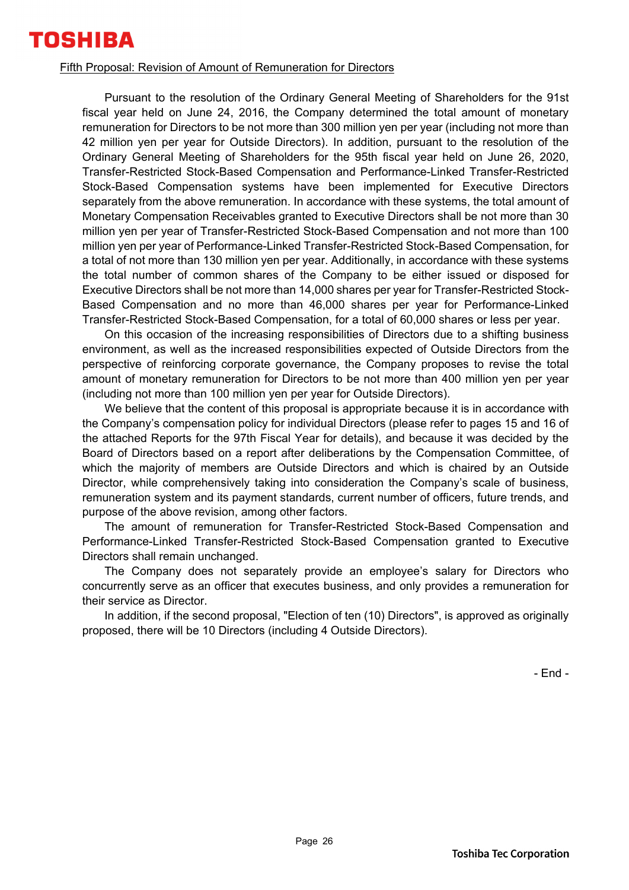Fifth Proposal: Revision of Amount of Remuneration for Directors

Pursuant to the resolution of the Ordinary General Meeting of Shareholders for the 91st fiscal year held on June 24, 2016, the Company determined the total amount of monetary remuneration for Directors to be not more than 300 million yen per year (including not more than 42 million yen per year for Outside Directors). In addition, pursuant to the resolution of the Ordinary General Meeting of Shareholders for the 95th fiscal year held on June 26, 2020, Transfer-Restricted Stock-Based Compensation and Performance-Linked Transfer-Restricted Stock-Based Compensation systems have been implemented for Executive Directors separately from the above remuneration. In accordance with these systems, the total amount of Monetary Compensation Receivables granted to Executive Directors shall be not more than 30 million yen per year of Transfer-Restricted Stock-Based Compensation and not more than 100 million yen per year of Performance-Linked Transfer-Restricted Stock-Based Compensation, for a total of not more than 130 million yen per year. Additionally, in accordance with these systems the total number of common shares of the Company to be either issued or disposed for Executive Directors shall be not more than 14,000 shares per year for Transfer-Restricted Stock-Based Compensation and no more than 46,000 shares per year for Performance-Linked Transfer-Restricted Stock-Based Compensation, for a total of 60,000 shares or less per year.

On this occasion of the increasing responsibilities of Directors due to a shifting business environment, as well as the increased responsibilities expected of Outside Directors from the perspective of reinforcing corporate governance, the Company proposes to revise the total amount of monetary remuneration for Directors to be not more than 400 million yen per year (including not more than 100 million yen per year for Outside Directors).

We believe that the content of this proposal is appropriate because it is in accordance with the Company's compensation policy for individual Directors (please refer to pages 15 and 16 of the attached Reports for the 97th Fiscal Year for details), and because it was decided by the Board of Directors based on a report after deliberations by the Compensation Committee, of which the majority of members are Outside Directors and which is chaired by an Outside Director, while comprehensively taking into consideration the Company's scale of business, remuneration system and its payment standards, current number of officers, future trends, and purpose of the above revision, among other factors.

The amount of remuneration for Transfer-Restricted Stock-Based Compensation and Performance-Linked Transfer-Restricted Stock-Based Compensation granted to Executive Directors shall remain unchanged.

The Company does not separately provide an employee's salary for Directors who concurrently serve as an officer that executes business, and only provides a remuneration for their service as Director.

In addition, if the second proposal, "Election of ten (10) Directors", is approved as originally proposed, there will be 10 Directors (including 4 Outside Directors).

- End -